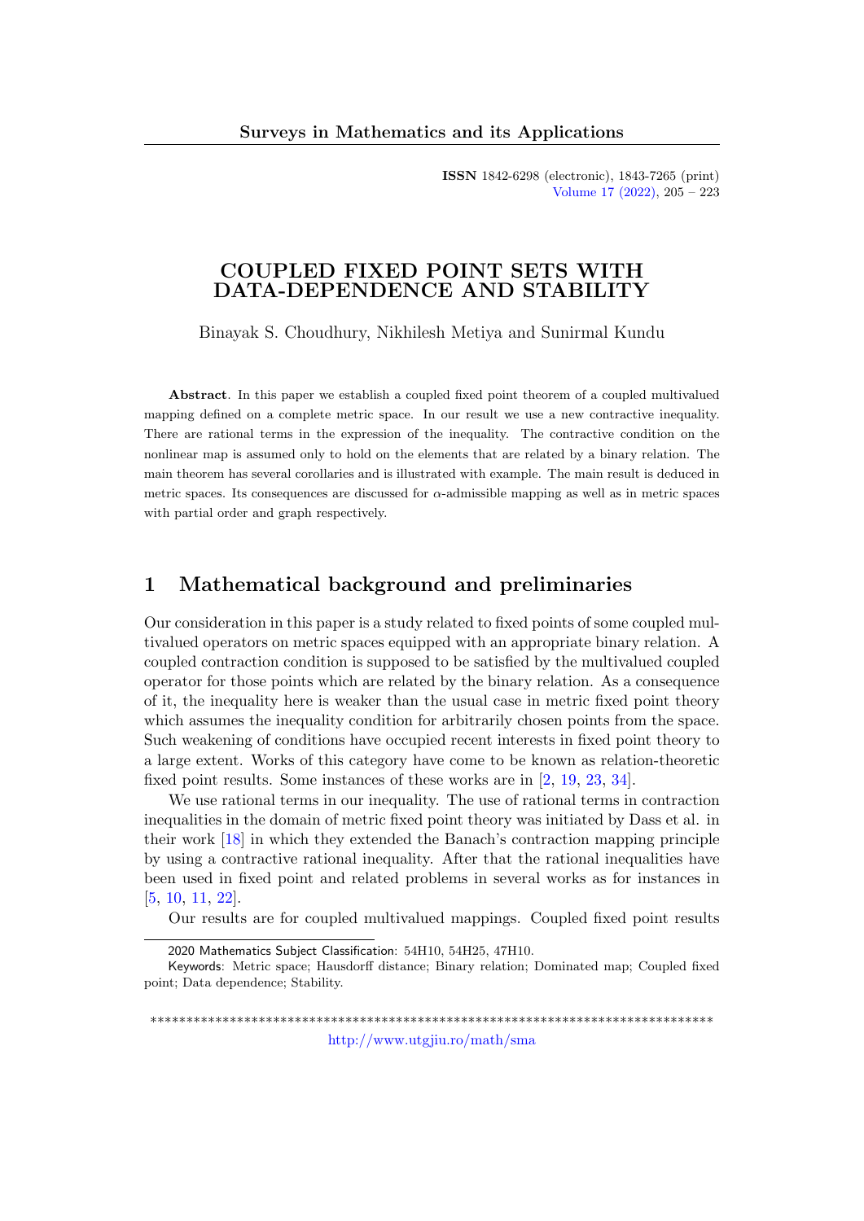# COUPLED FIXED POINT SETS WITH DATA-DEPENDENCE AND STABILITY

Binayak S. Choudhury, Nikhilesh Metiya and Sunirmal Kundu

**Abstract**. In this paper we establish a coupled fixed point theorem of a coupled multivalued mapping defined on a complete metric space. In our result we use a new contractive inequality. There are rational terms in the expression of the inequality. The contractive condition on the nonlinear map is assumed only to hold on the elements that are related by a binary relation. The main theorem has several corollaries and is illustrated with example. The main result is deduced in metric spaces. Its consequences are discussed for $\alpha$-admissible mapping as well as in metric spaces with partial order and graph respectively.

## 1 Mathematical background and preliminaries

Our consideration in this paper is a study related to fixed points of some coupled multivalued operators on metric spaces equipped with an appropriate binary relation. A coupled contraction condition is supposed to be satisfied by the multivalued coupled operator for those points which are related by the binary relation. As a consequence of it, the inequality here is weaker than the usual case in metric fixed point theory which assumes the inequality condition for arbitrarily chosen points from the space. Such weakening of conditions have occupied recent interests in fixed point theory to a large extent. Works of this category have come to be known as relation-theoretic fixed point results. Some instances of these works are in [2, 19, 23, 34].

We use rational terms in our inequality. The use of rational terms in contraction inequalities in the domain of metric fixed point theory was initiated by Dass et al. in their work [18] in which they extended the Banach's contraction mapping principle by using a contractive rational inequality. After that the rational inequalities have been used in fixed point and related problems in several works as for instances in [5, 10, 11, 22].

Our results are for coupled multivalued mappings. Coupled fixed point results

2020 Mathematics Subject Classification: 54H10, 54H25, 47H10.

Keywords: Metric space; Hausdorff distance; Binary relation; Dominated map; Coupled fixed point; Data dependence; Stability.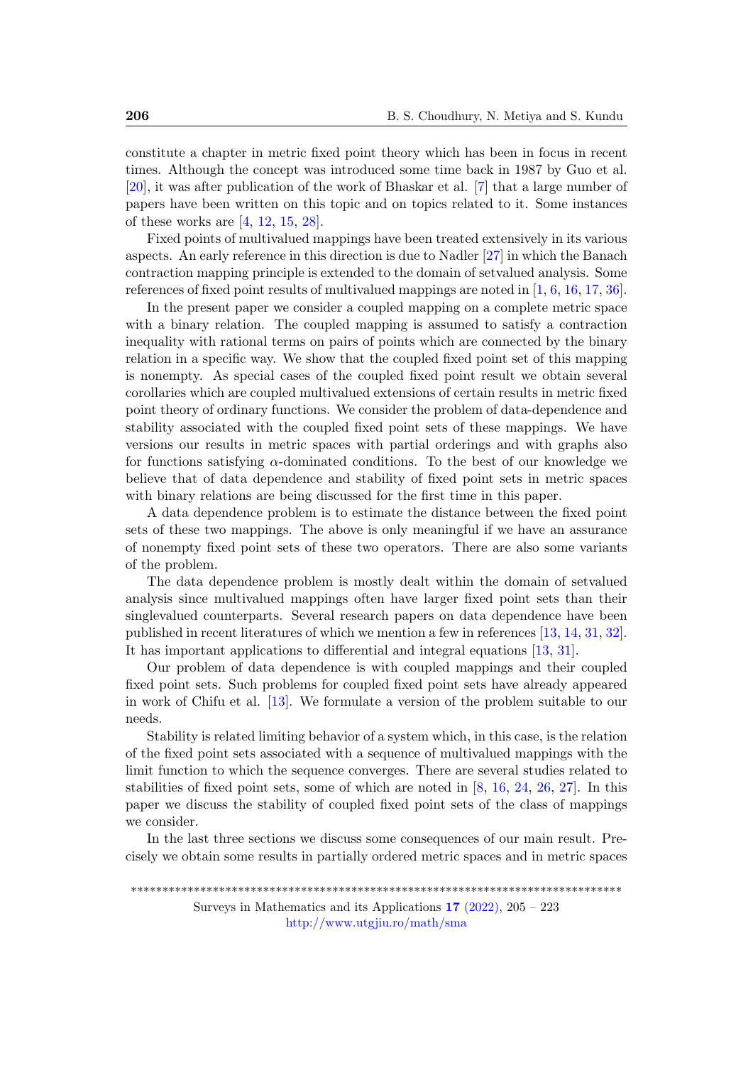constitute a chapter in metric fixed point theory which has been in focus in recent times. Although the concept was introduced some time back in 1987 by Guo et al. [20], it was after publication of the work of Bhaskar et al. [7] that a large number of papers have been written on this topic and on topics related to it. Some instances of these works are [4, 12, 15, 28].

Fixed points of multivalued mappings have been treated extensively in its various aspects. An early reference in this direction is due to Nadler [27] in which the Banach contraction mapping principle is extended to the domain of setvalued analysis. Some references of fixed point results of multivalued mappings are noted in [1, 6, 16, 17, 36].

In the present paper we consider a coupled mapping on a complete metric space with a binary relation. The coupled mapping is assumed to satisfy a contraction inequality with rational terms on pairs of points which are connected by the binary relation in a specific way. We show that the coupled fixed point set of this mapping is nonempty. As special cases of the coupled fixed point result we obtain several corollaries which are coupled multivalued extensions of certain results in metric fixed point theory of ordinary functions. We consider the problem of data-dependence and stability associated with the coupled fixed point sets of these mappings. We have versions our results in metric spaces with partial orderings and with graphs also for functions satisfying $\alpha$-dominated conditions. To the best of our knowledge we believe that of data dependence and stability of fixed point sets in metric spaces with binary relations are being discussed for the first time in this paper.

A data dependence problem is to estimate the distance between the fixed point sets of these two mappings. The above is only meaningful if we have an assurance of nonempty fixed point sets of these two operators. There are also some variants of the problem.

The data dependence problem is mostly dealt within the domain of setvalued analysis since multivalued mappings often have larger fixed point sets than their singlevalued counterparts. Several research papers on data dependence have been published in recent literatures of which we mention a few in references [13, 14, 31, 32]. It has important applications to differential and integral equations [13, 31].

Our problem of data dependence is with coupled mappings and their coupled fixed point sets. Such problems for coupled fixed point sets have already appeared in work of Chifu et al. [13]. We formulate a version of the problem suitable to our needs.

Stability is related limiting behavior of a system which, in this case, is the relation of the fixed point sets associated with a sequence of multivalued mappings with the limit function to which the sequence converges. There are several studies related to stabilities of fixed point sets, some of which are noted in [8, 16, 24, 26, 27]. In this paper we discuss the stability of coupled fixed point sets of the class of mappings we consider.

In the last three sections we discuss some consequences of our main result. Precisely we obtain some results in partially ordered metric spaces and in metric spaces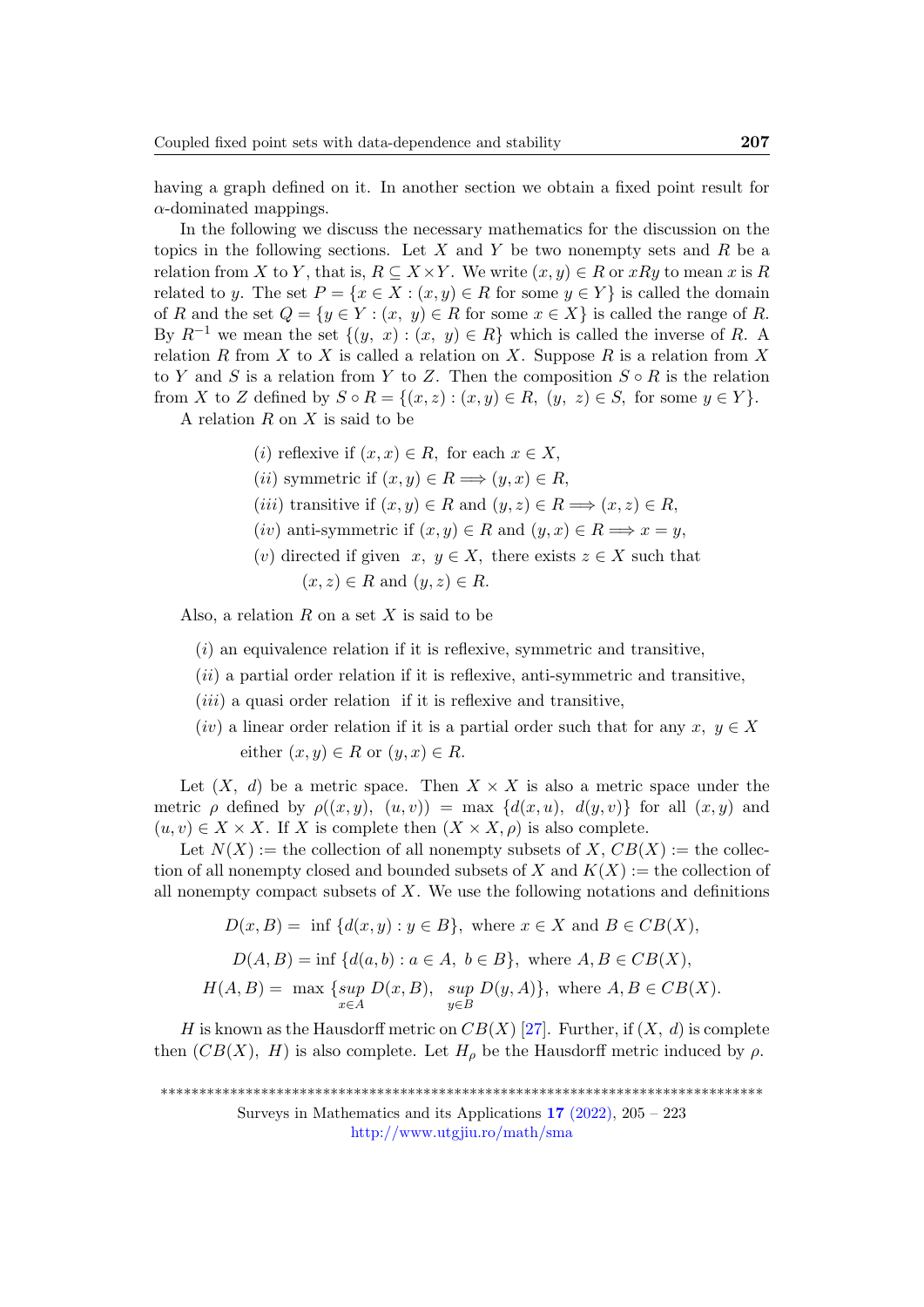having a graph defined on it. In another section we obtain a fixed point result for $\alpha$-dominated mappings.

In the following we discuss the necessary mathematics for the discussion on the topics in the following sections. Let $X$ and $Y$ be two nonempty sets and $R$ be a relation from $X$ to $Y$, that is, $R \subseteq X \times Y$. We write $(x, y) \in R$ or $xRy$ to mean $x$ is $R$ related to $y$. The set $P = \{x \in X : (x, y) \in R$ for some $y \in Y\}$ is called the domain of $R$ and the set $Q = \{y \in Y : (x, y) \in R$ for some $x \in X\}$ is called the range of $R$. By $R^{-1}$ we mean the set $\{(y, x) : (x, y) \in R\}$ which is called the inverse of $R$. A relation $R$ from $X$ to $X$ is called a relation on $X$. Suppose $R$ is a relation from $X$ to $Y$ and $S$ is a relation from $Y$ to $Z$. Then the composition $S \circ R$ is the relation from $X$ to $Z$ defined by $S \circ R = \{(x, z) : (x, y) \in R,\ (y, z) \in S,$ for some $y \in Y\}$.

A relation $R$ on $X$ is said to be

$(i)$ reflexive if $(x, x) \in R,$ for each $x \in X,$

$(ii)$ symmetric if $(x, y) \in R \Longrightarrow (y, x) \in R,$

$(iii)$ transitive if $(x, y) \in R$ and $(y, z) \in R \Longrightarrow (x, z) \in R,$

$(iv)$ anti-symmetric if $(x, y) \in R$ and $(y, x) \in R \Longrightarrow x = y,$

$(v)$ directed if given $x, y \in X,$ there exists $z \in X$ such that $(x, z) \in R$ and $(y, z) \in R.$

Also, a relation $R$ on a set $X$ is said to be

$(i)$ an equivalence relation if it is reflexive, symmetric and transitive,

$(ii)$ a partial order relation if it is reflexive, anti-symmetric and transitive,

$(iii)$ a quasi order relation if it is reflexive and transitive,

$(iv)$ a linear order relation if it is a partial order such that for any $x, y \in X$ either $(x, y) \in R$ or $(y, x) \in R$.

Let $(X, d)$ be a metric space. Then $X \times X$ is also a metric space under the metric $\rho$ defined by $\rho((x, y), (u, v)) = \max \{d(x, u), d(y, v)\}$ for all $(x, y)$ and $(u, v) \in X \times X$. If $X$ is complete then $(X \times X, \rho)$ is also complete.

Let $N(X) :=$ the collection of all nonempty subsets of $X$, $CB(X) :=$ the collection of all nonempty closed and bounded subsets of $X$ and $K(X) :=$ the collection of all nonempty compact subsets of $X$. We use the following notations and definitions

$$D(x, B) = \inf \{d(x, y) : y \in B\}, \text{ where } x \in X \text{ and } B \in CB(X),$$

$$D(A, B) = \inf \{d(a, b) : a \in A,\ b \in B\}, \text{ where } A, B \in CB(X),$$

$$H(A, B) = \max \{\sup_{x \in A} D(x, B),\ \sup_{y \in B} D(y, A)\}, \text{ where } A, B \in CB(X).$$

$H$ is known as the Hausdorff metric on $CB(X)$ [27]. Further, if $(X, d)$ is complete then $(CB(X), H)$ is also complete. Let $H_\rho$ be the Hausdorff metric induced by $\rho$.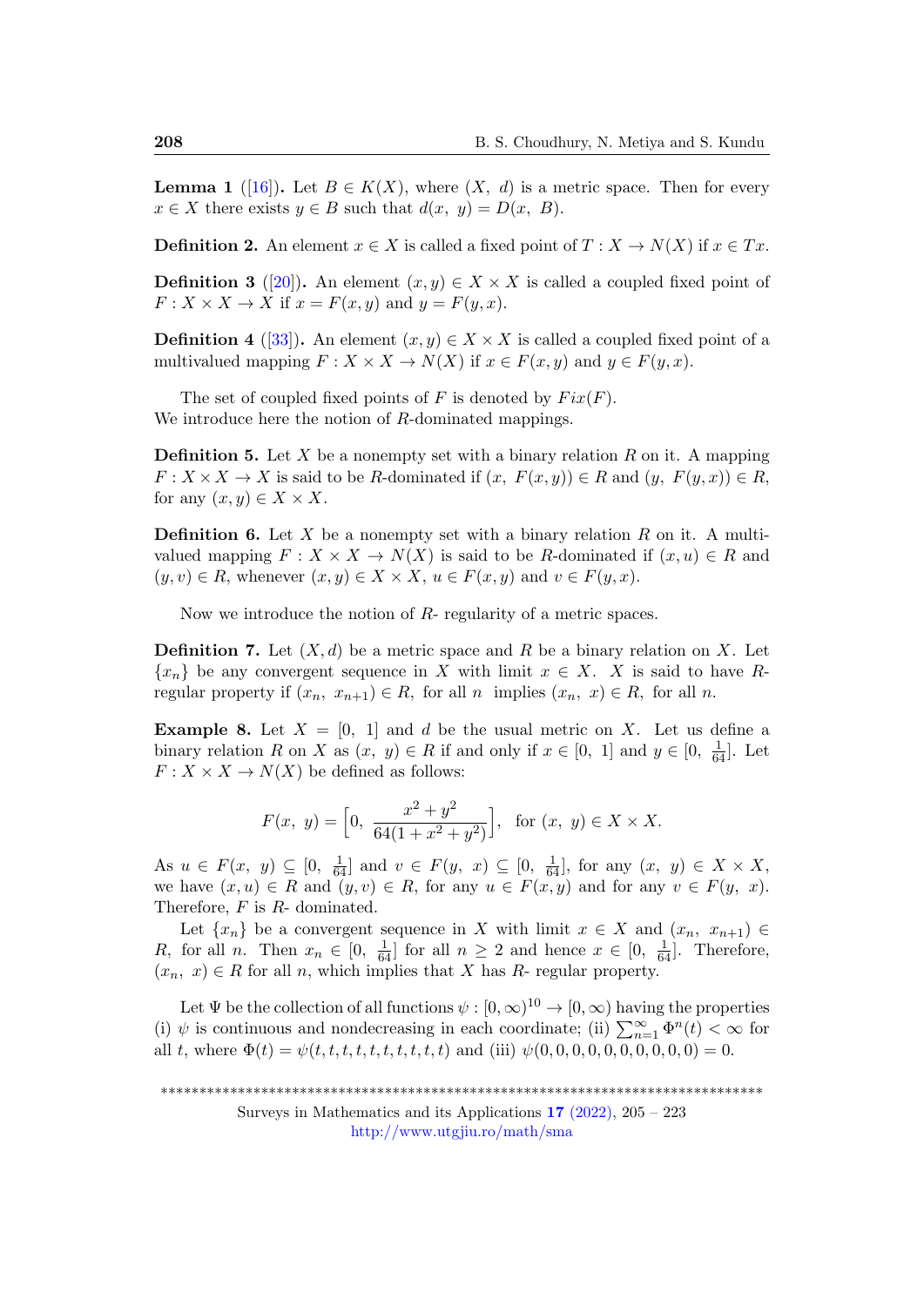**Lemma 1** ([16]). Let $B \in K(X)$, where $(X,\ d)$ is a metric space. Then for every $x \in X$ there exists $y \in B$ such that $d(x,\ y) = D(x,\ B)$.

**Definition 2.** An element $x \in X$ is called a fixed point of $T : X \to N(X)$ if $x \in Tx$.

**Definition 3** ([20]). An element $(x, y) \in X \times X$ is called a coupled fixed point of $F : X \times X \to X$ if $x = F(x, y)$ and $y = F(y, x)$.

**Definition 4** ([33]). An element $(x, y) \in X \times X$ is called a coupled fixed point of a multivalued mapping $F : X \times X \to N(X)$ if $x \in F(x, y)$ and $y \in F(y, x)$.

The set of coupled fixed points of $F$ is denoted by $Fix(F)$.
We introduce here the notion of $R$-dominated mappings.

**Definition 5.** Let $X$ be a nonempty set with a binary relation $R$ on it. A mapping $F : X \times X \to X$ is said to be $R$-dominated if $(x,\ F(x, y)) \in R$ and $(y,\ F(y, x)) \in R$, for any $(x, y) \in X \times X$.

**Definition 6.** Let $X$ be a nonempty set with a binary relation $R$ on it. A multivalued mapping $F : X \times X \to N(X)$ is said to be $R$-dominated if $(x, u) \in R$ and $(y, v) \in R$, whenever $(x, y) \in X \times X$, $u \in F(x, y)$ and $v \in F(y, x)$.

Now we introduce the notion of $R$- regularity of a metric spaces.

**Definition 7.** Let $(X, d)$ be a metric space and $R$ be a binary relation on $X$. Let $\{x_n\}$ be any convergent sequence in $X$ with limit $x \in X$. $X$ is said to have $R$-regular property if $(x_n,\ x_{n+1}) \in R$, for all $n$ implies $(x_n,\ x) \in R$, for all $n$.

**Example 8.** Let $X = [0,\ 1]$ and $d$ be the usual metric on $X$. Let us define a binary relation $R$ on $X$ as $(x,\ y) \in R$ if and only if $x \in [0,\ 1]$ and $y \in [0,\ \frac{1}{64}]$. Let $F : X \times X \to N(X)$ be defined as follows:

$$F(x,\ y) = \Big[0,\ \frac{x^2 + y^2}{64(1 + x^2 + y^2)}\Big],\quad \text{for } (x,\ y) \in X \times X.$$

As $u \in F(x,\ y) \subseteq [0,\ \frac{1}{64}]$ and $v \in F(y,\ x) \subseteq [0,\ \frac{1}{64}]$, for any $(x,\ y) \in X \times X$, we have $(x, u) \in R$ and $(y, v) \in R$, for any $u \in F(x, y)$ and for any $v \in F(y,\ x)$. Therefore, $F$ is $R$- dominated.

Let $\{x_n\}$ be a convergent sequence in $X$ with limit $x \in X$ and $(x_n,\ x_{n+1}) \in R$, for all $n$. Then $x_n \in [0,\ \frac{1}{64}]$ for all $n \geq 2$ and hence $x \in [0,\ \frac{1}{64}]$. Therefore, $(x_n,\ x) \in R$ for all $n$, which implies that $X$ has $R$- regular property.

Let $\Psi$ be the collection of all functions $\psi : [0, \infty)^{10} \to [0, \infty)$ having the properties (i) $\psi$ is continuous and nondecreasing in each coordinate; (ii) $\sum_{n=1}^{\infty} \Phi^n(t) < \infty$ for all $t$, where $\Phi(t) = \psi(t, t, t, t, t, t, t, t, t, t)$ and (iii) $\psi(0, 0, 0, 0, 0, 0, 0, 0, 0, 0) = 0$.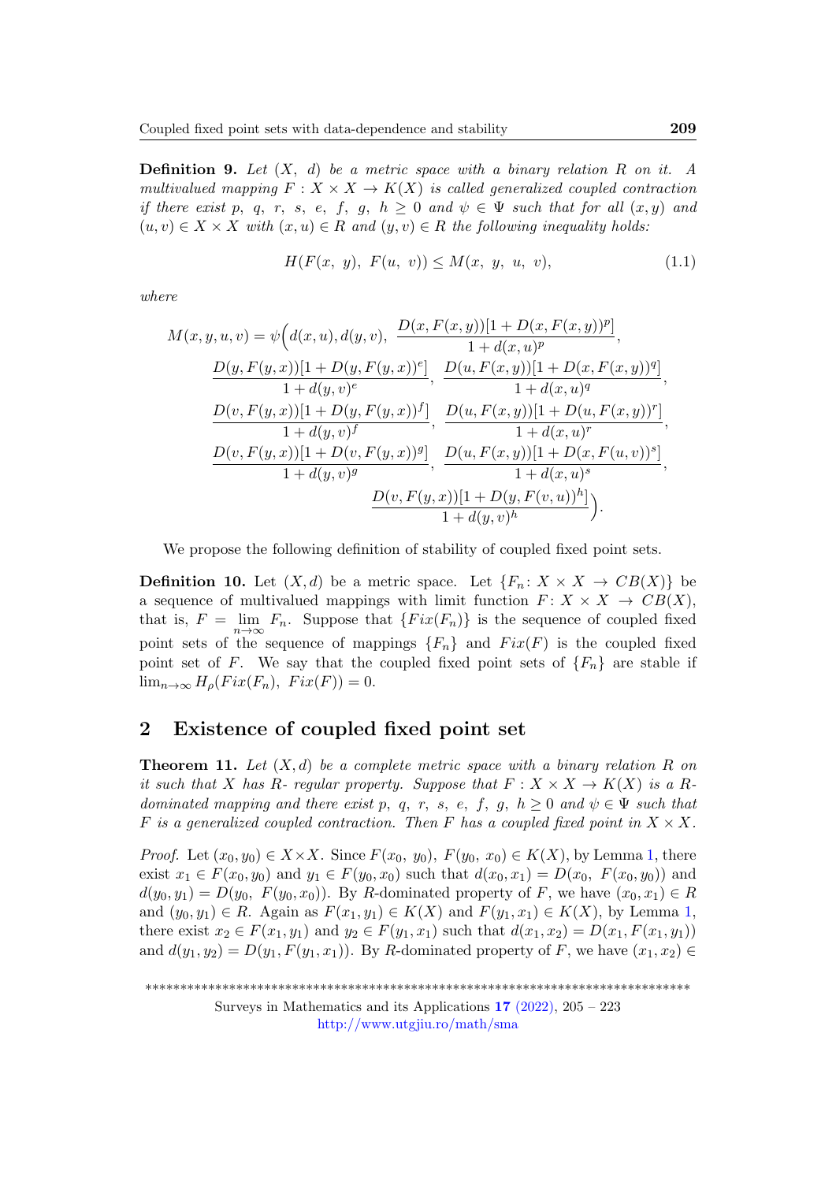**Definition 9.** *Let $(X,\ d)$ be a metric space with a binary relation $R$ on it. A multivalued mapping $F : X \times X \to K(X)$ is called generalized coupled contraction if there exist $p,\ q,\ r,\ s,\ e,\ f,\ g,\ h \geq 0$ and $\psi \in \Psi$ such that for all $(x, y)$ and $(u, v) \in X \times X$ with $(x, u) \in R$ and $(y, v) \in R$ the following inequality holds:*

$$H(F(x,\ y),\ F(u,\ v)) \leq M(x,\ y,\ u,\ v), \tag{1.1}$$

*where*

$$\begin{aligned}
M(x,y,u,v) = \psi\Big(& d(x,u), d(v,y),\ \frac{D(x,F(x,y))[1+D(x,F(x,y))^p]}{1+d(x,u)^p}, \\
& \frac{D(y,F(y,x))[1+D(y,F(y,x))^e]}{1+d(y,v)^e},\ \frac{D(u,F(x,y))[1+D(x,F(x,y))^q]}{1+d(x,u)^q}, \\
& \frac{D(v,F(y,x))[1+D(y,F(y,x))^f]}{1+d(y,v)^f},\ \frac{D(u,F(x,y))[1+D(u,F(x,y))^r]}{1+d(x,u)^r}, \\
& \frac{D(v,F(y,x))[1+D(v,F(y,x))^g]}{1+d(y,v)^g},\ \frac{D(u,F(x,y))[1+D(x,F(u,v))^s]}{1+d(x,u)^s}, \\
& \frac{D(v,F(y,x))[1+D(y,F(v,u))^h]}{1+d(y,v)^h}\Big).
\end{aligned}$$

We propose the following definition of stability of coupled fixed point sets.

**Definition 10.** Let $(X,d)$ be a metric space. Let $\{F_n \colon X \times X \to CB(X)\}$ be a sequence of multivalued mappings with limit function $F \colon X \times X \to CB(X)$, that is, $F = \lim_{n\to\infty} F_n$. Suppose that $\{Fix(F_n)\}$ is the sequence of coupled fixed point sets of the sequence of mappings $\{F_n\}$ and $Fix(F)$ is the coupled fixed point set of $F$. We say that the coupled fixed point sets of $\{F_n\}$ are stable if $\lim_{n\to\infty} H_\rho(Fix(F_n),\ Fix(F)) = 0$.

## 2 Existence of coupled fixed point set

**Theorem 11.** *Let $(X,d)$ be a complete metric space with a binary relation $R$ on it such that $X$ has $R$- regular property. Suppose that $F : X \times X \to K(X)$ is a $R$-dominated mapping and there exist $p,\ q,\ r,\ s,\ e,\ f,\ g,\ h \geq 0$ and $\psi \in \Psi$ such that $F$ is a generalized coupled contraction. Then $F$ has a coupled fixed point in $X \times X$.*

*Proof.* Let $(x_0, y_0) \in X \times X$. Since $F(x_0,\ y_0),\ F(y_0,\ x_0) \in K(X)$, by Lemma 1, there exist $x_1 \in F(x_0, y_0)$ and $y_1 \in F(y_0, x_0)$ such that $d(x_0, x_1) = D(x_0,\ F(x_0, y_0))$ and $d(y_0, y_1) = D(y_0,\ F(y_0, x_0))$. By $R$-dominated property of $F$, we have $(x_0, x_1) \in R$ and $(y_0, y_1) \in R$. Again as $F(x_1, y_1) \in K(X)$ and $F(y_1, x_1) \in K(X)$, by Lemma 1, there exist $x_2 \in F(x_1, y_1)$ and $y_2 \in F(y_1, x_1)$ such that $d(x_1, x_2) = D(x_1, F(x_1, y_1))$ and $d(y_1, y_2) = D(y_1, F(y_1, x_1))$. By $R$-dominated property of $F$, we have $(x_1, x_2) \in$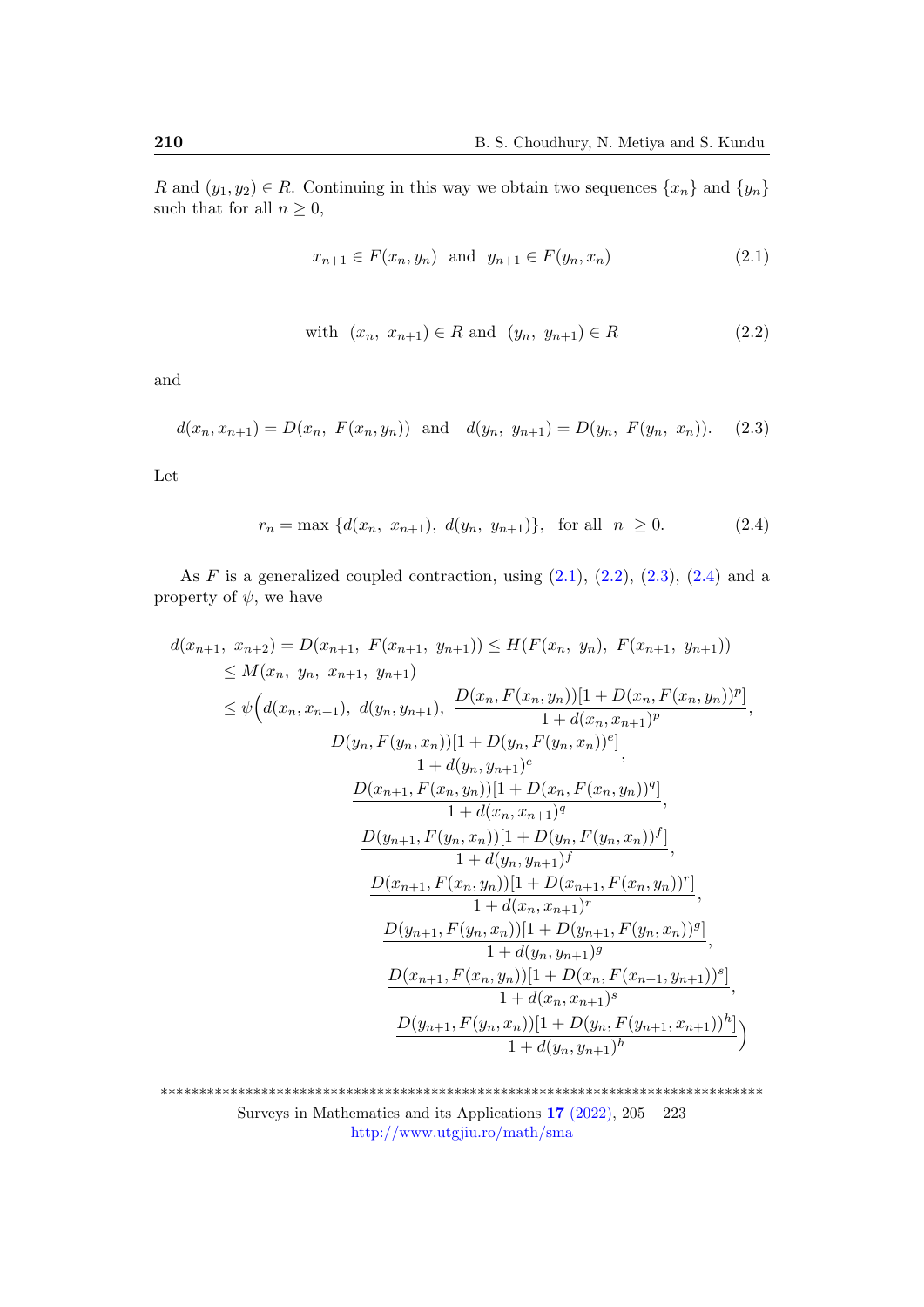$R$ and $(y_1, y_2) \in R$. Continuing in this way we obtain two sequences $\{x_n\}$ and $\{y_n\}$ such that for all $n \geq 0$,

$$x_{n+1} \in F(x_n, y_n) \text{ and } y_{n+1} \in F(y_n, x_n) \tag{2.1}$$

$$\text{with } (x_n,\ x_{n+1}) \in R \text{ and } (y_n,\ y_{n+1}) \in R \tag{2.2}$$

and

$$d(x_n, x_{n+1}) = D(x_n,\ F(x_n, y_n)) \text{ and } d(y_n,\ y_{n+1}) = D(y_n,\ F(y_n,\ x_n)). \tag{2.3}$$

Let

$$r_n = \max\{d(x_n,\ x_{n+1}),\ d(y_n,\ y_{n+1})\}, \text{ for all } n \geq 0. \tag{2.4}$$

As $F$ is a generalized coupled contraction, using (2.1), (2.2), (2.3), (2.4) and a property of $\psi$, we have

$$\begin{aligned}
d(x_{n+1},\ x_{n+2}) &= D(x_{n+1},\ F(x_{n+1},\ y_{n+1})) \leq H(F(x_n,\ y_n),\ F(x_{n+1},\ y_{n+1})) \\
&\leq M(x_n,\ y_n,\ x_{n+1},\ y_{n+1}) \\
&\leq \psi\Big(d(x_n, x_{n+1}),\ d(y_n, y_{n+1}),\ \frac{D(x_n, F(x_n, y_n))[1 + D(x_n, F(x_n, y_n))^p]}{1 + d(x_n, x_{n+1})^p}, \\
&\qquad \frac{D(y_n, F(y_n, x_n))[1 + D(y_n, F(y_n, x_n))^e]}{1 + d(y_n, y_{n+1})^e}, \\
&\qquad \frac{D(x_{n+1}, F(x_n, y_n))[1 + D(x_n, F(x_n, y_n))^q]}{1 + d(x_n, x_{n+1})^q}, \\
&\qquad \frac{D(y_{n+1}, F(y_n, x_n))[1 + D(y_n, F(y_n, x_n))^f]}{1 + d(y_n, y_{n+1})^f}, \\
&\qquad \frac{D(x_{n+1}, F(x_n, y_n))[1 + D(x_{n+1}, F(x_n, y_n))^r]}{1 + d(x_n, x_{n+1})^r}, \\
&\qquad \frac{D(y_{n+1}, F(y_n, x_n))[1 + D(y_{n+1}, F(y_n, x_n))^g]}{1 + d(y_n, y_{n+1})^g}, \\
&\qquad \frac{D(x_{n+1}, F(x_n, y_n))[1 + D(x_n, F(x_{n+1}, y_{n+1}))^s]}{1 + d(x_n, x_{n+1})^s}, \\
&\qquad \frac{D(y_{n+1}, F(y_n, x_n))[1 + D(y_n, F(y_{n+1}, x_{n+1}))^h]}{1 + d(y_n, y_{n+1})^h}\Big)
\end{aligned}$$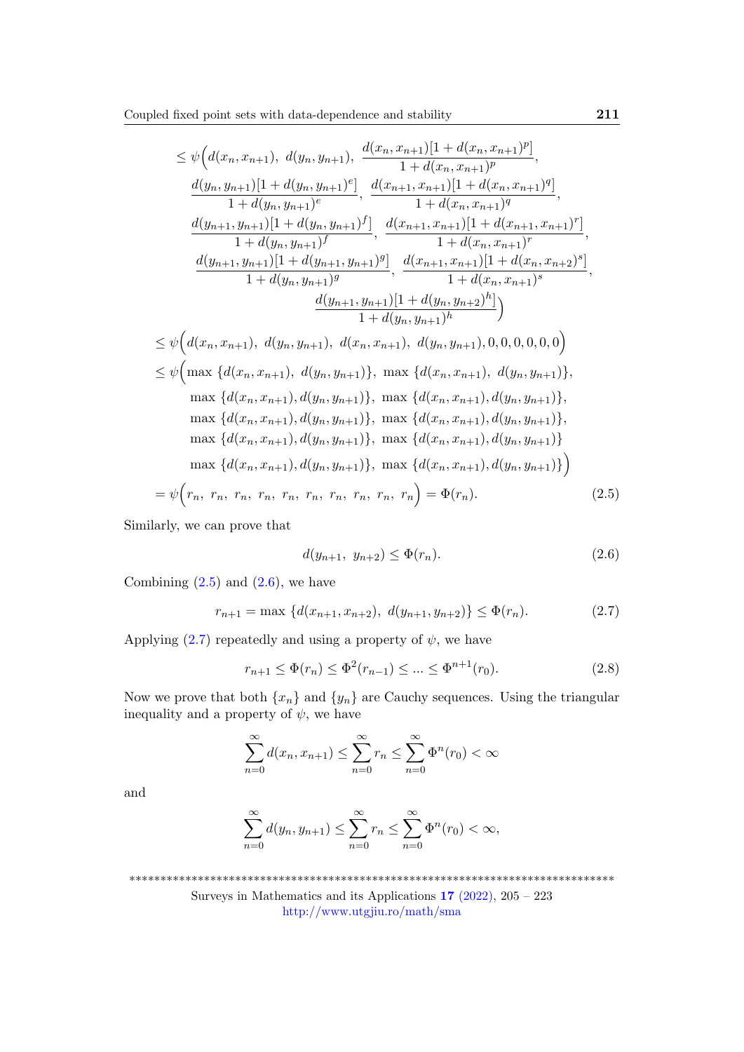$$
\begin{aligned}
&\leq \psi\Big(d(x_n,x_{n+1}),\ d(y_n,y_{n+1}),\ \frac{d(x_n,x_{n+1})[1+d(x_n,x_{n+1})^p]}{1+d(x_n,x_{n+1})^p},\\
&\qquad \frac{d(y_n,y_{n+1})[1+d(y_n,y_{n+1})^e]}{1+d(y_n,y_{n+1})^e},\ \frac{d(x_{n+1},x_{n+1})[1+d(x_n,x_{n+1})^q]}{1+d(x_n,x_{n+1})^q},\\
&\qquad \frac{d(y_{n+1},y_{n+1})[1+d(y_n,y_{n+1})^f]}{1+d(y_n,y_{n+1})^f},\ \frac{d(x_{n+1},x_{n+1})[1+d(x_{n+1},x_{n+1})^r]}{1+d(x_n,x_{n+1})^r},\\
&\qquad \frac{d(y_{n+1},y_{n+1})[1+d(y_{n+1},y_{n+1})^g]}{1+d(y_n,y_{n+1})^g},\ \frac{d(x_{n+1},x_{n+1})[1+d(x_n,x_{n+2})^s]}{1+d(x_n,x_{n+1})^s},\\
&\qquad \frac{d(y_{n+1},y_{n+1})[1+d(y_n,y_{n+2})^h]}{1+d(y_n,y_{n+1})^h}\Big)\\
&\leq \psi\Big(d(x_n,x_{n+1}),\ d(y_n,y_{n+1}),\ d(x_n,x_{n+1}),\ d(y_n,y_{n+1}),0,0,0,0,0,0\Big)\\
&\leq \psi\Big(\max\{d(x_n,x_{n+1}),\ d(y_n,y_{n+1})\},\ \max\{d(x_n,x_{n+1}),\ d(y_n,y_{n+1})\},\\
&\qquad \max\{d(x_n,x_{n+1}),d(y_n,y_{n+1})\},\ \max\{d(x_n,x_{n+1}),d(y_n,y_{n+1})\},\\
&\qquad \max\{d(x_n,x_{n+1}),d(y_n,y_{n+1})\},\ \max\{d(x_n,x_{n+1}),d(y_n,y_{n+1})\},\\
&\qquad \max\{d(x_n,x_{n+1}),d(y_n,y_{n+1})\},\ \max\{d(x_n,x_{n+1}),d(y_n,y_{n+1})\}\\
&\qquad \max\{d(x_n,x_{n+1}),d(y_n,y_{n+1})\},\ \max\{d(x_n,x_{n+1}),d(y_n,y_{n+1})\}\Big)\\
&= \psi\Big(r_n,\ r_n,\ r_n,\ r_n,\ r_n,\ r_n,\ r_n,\ r_n,\ r_n,\ r_n\Big) = \Phi(r_n). \qquad (2.5)
\end{aligned}
$$

Similarly, we can prove that

$$
d(y_{n+1},\ y_{n+2}) \leq \Phi(r_n). \tag{2.6}
$$

Combining (2.5) and (2.6), we have

$$
r_{n+1} = \max\{d(x_{n+1},x_{n+2}),\ d(y_{n+1},y_{n+2})\} \leq \Phi(r_n). \tag{2.7}
$$

Applying (2.7) repeatedly and using a property of $\psi$, we have

$$
r_{n+1} \leq \Phi(r_n) \leq \Phi^2(r_{n-1}) \leq \dots \leq \Phi^{n+1}(r_0). \tag{2.8}
$$

Now we prove that both $\{x_n\}$ and $\{y_n\}$ are Cauchy sequences. Using the triangular inequality and a property of $\psi$, we have

$$
\sum_{n=0}^{\infty} d(x_n,x_{n+1}) \leq \sum_{n=0}^{\infty} r_n \leq \sum_{n=0}^{\infty} \Phi^n(r_0) < \infty
$$

and

$$
\sum_{n=0}^{\infty} d(y_n,y_{n+1}) \leq \sum_{n=0}^{\infty} r_n \leq \sum_{n=0}^{\infty} \Phi^n(r_0) < \infty,
$$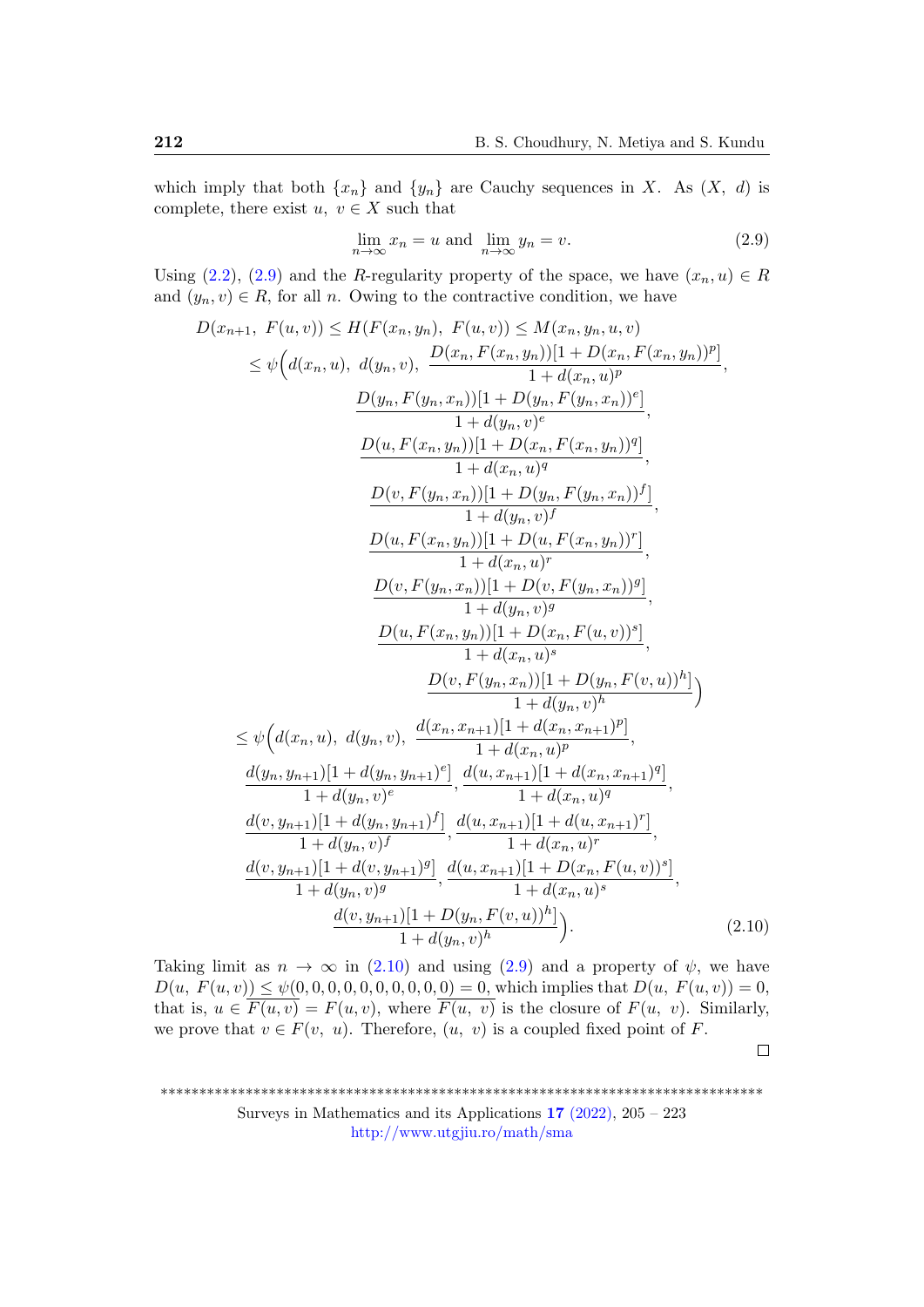which imply that both $\{x_n\}$ and $\{y_n\}$ are Cauchy sequences in $X$. As $(X,\ d)$ is complete, there exist $u,\ v \in X$ such that

$$\lim_{n\to\infty} x_n = u \text{ and } \lim_{n\to\infty} y_n = v. \tag{2.9}$$

Using (2.2), (2.9) and the $R$-regularity property of the space, we have $(x_n, u) \in R$ and $(y_n, v) \in R$, for all $n$. Owing to the contractive condition, we have

$$\begin{aligned}
D(x_{n+1},\ F(u,v)) &\le H(F(x_n,y_n),\ F(u,v)) \le M(x_n,y_n,u,v)\\
&\le \psi\Big(d(x_n,u),\ d(y_n,v),\ \frac{D(x_n,F(x_n,y_n))[1+D(x_n,F(x_n,y_n))^p]}{1+d(x_n,u)^p},\\
&\qquad \frac{D(y_n,F(y_n,x_n))[1+D(y_n,F(y_n,x_n))^e]}{1+d(y_n,v)^e},\\
&\qquad \frac{D(u,F(x_n,y_n))[1+D(x_n,F(x_n,y_n))^q]}{1+d(x_n,u)^q},\\
&\qquad \frac{D(v,F(y_n,x_n))[1+D(y_n,F(y_n,x_n))^f]}{1+d(y_n,v)^f},\\
&\qquad \frac{D(u,F(x_n,y_n))[1+D(u,F(x_n,y_n))^r]}{1+d(x_n,u)^r},\\
&\qquad \frac{D(v,F(y_n,x_n))[1+D(v,F(y_n,x_n))^g]}{1+d(y_n,v)^g},\\
&\qquad \frac{D(u,F(x_n,y_n))[1+D(x_n,F(u,v))^s]}{1+d(x_n,u)^s},\\
&\qquad \frac{D(v,F(y_n,x_n))[1+D(y_n,F(v,u))^h]}{1+d(y_n,v)^h}\Big)\\
&\le \psi\Big(d(x_n,u),\ d(y_n,v),\ \frac{d(x_n,x_{n+1})[1+d(x_n,x_{n+1})^p]}{1+d(x_n,u)^p},\\
&\qquad \frac{d(y_n,y_{n+1})[1+d(y_n,y_{n+1})^e]}{1+d(y_n,v)^e},\ \frac{d(u,x_{n+1})[1+d(x_n,x_{n+1})^q]}{1+d(x_n,u)^q},\\
&\qquad \frac{d(v,y_{n+1})[1+d(y_n,y_{n+1})^f]}{1+d(y_n,v)^f},\ \frac{d(u,x_{n+1})[1+d(u,x_{n+1})^r]}{1+d(x_n,u)^r},\\
&\qquad \frac{d(v,y_{n+1})[1+d(v,y_{n+1})^g]}{1+d(y_n,v)^g},\ \frac{d(u,x_{n+1})[1+D(x_n,F(u,v))^s]}{1+d(x_n,u)^s},\\
&\qquad \frac{d(v,y_{n+1})[1+D(y_n,F(v,u))^h]}{1+d(y_n,v)^h}\Big).
\end{aligned} \tag{2.10}$$

Taking limit as $n \to \infty$ in (2.10) and using (2.9) and a property of $\psi$, we have $D(u,\ F(u,v)) \le \psi(0,0,0,0,0,0,0,0,0,0) = 0$, which implies that $D(u,\ F(u,v)) = 0$, that is, $u \in \overline{F(u,v)} = F(u,v)$, where $\overline{F(u,\ v)}$ is the closure of $F(u,\ v)$. Similarly, we prove that $v \in F(v,\ u)$. Therefore, $(u,\ v)$ is a coupled fixed point of $F$.

□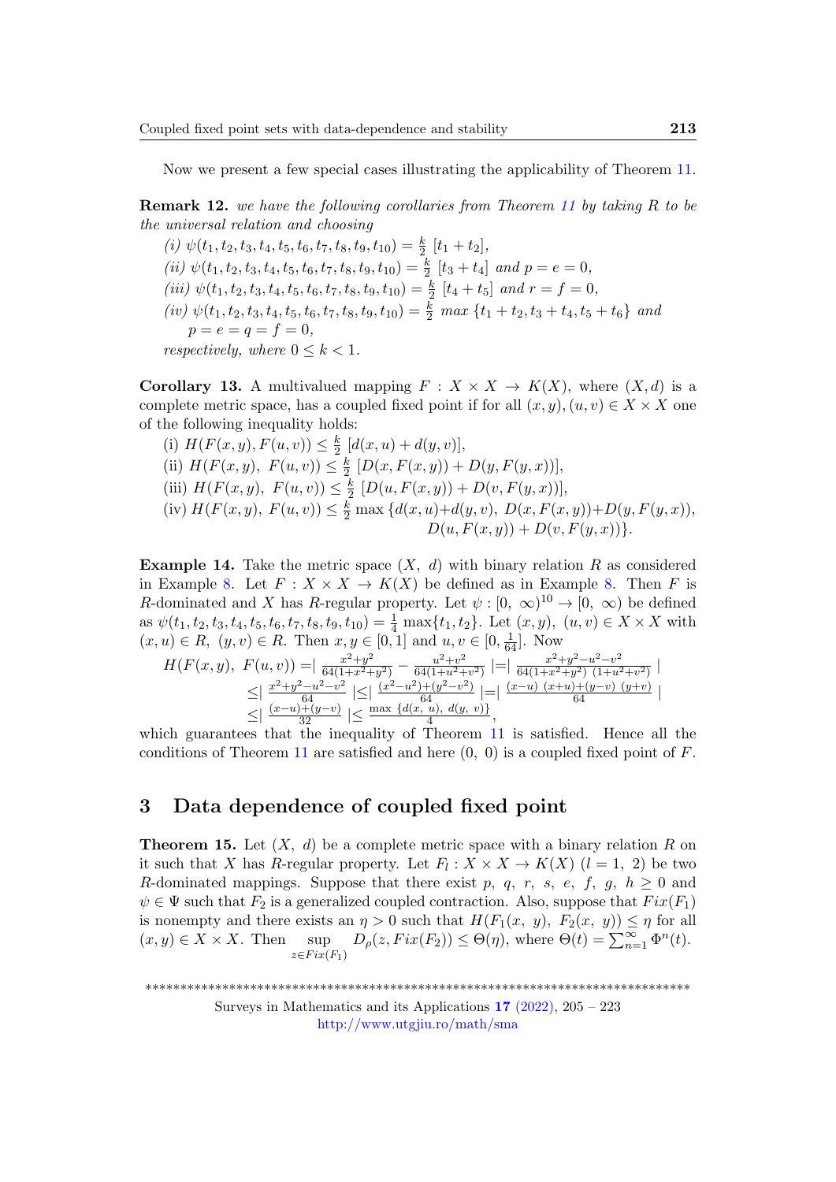Now we present a few special cases illustrating the applicability of Theorem 11.

**Remark 12.** *we have the following corollaries from Theorem 11 by taking $R$ to be the universal relation and choosing*

*(i)* $\psi(t_1, t_2, t_3, t_4, t_5, t_6, t_7, t_8, t_9, t_{10}) = \frac{k}{2}\ [t_1 + t_2]$,

*(ii)* $\psi(t_1, t_2, t_3, t_4, t_5, t_6, t_7, t_8, t_9, t_{10}) = \frac{k}{2}\ [t_3 + t_4]$ *and* $p = e = 0$,

*(iii)* $\psi(t_1, t_2, t_3, t_4, t_5, t_6, t_7, t_8, t_9, t_{10}) = \frac{k}{2}\ [t_4 + t_5]$ *and* $r = f = 0$,

*(iv)* $\psi(t_1, t_2, t_3, t_4, t_5, t_6, t_7, t_8, t_9, t_{10}) = \frac{k}{2}\ max\ \{t_1 + t_2, t_3 + t_4, t_5 + t_6\}$ *and* $p = e = q = f = 0$,

*respectively, where* $0 \leq k < 1$.

**Corollary 13.** A multivalued mapping $F : X \times X \to K(X)$, where $(X, d)$ is a complete metric space, has a coupled fixed point if for all $(x, y), (u, v) \in X \times X$ one of the following inequality holds:

(i) $H(F(x, y), F(u, v)) \leq \frac{k}{2}\ [d(x, u) + d(y, v)]$,

(ii) $H(F(x, y),\ F(u, v)) \leq \frac{k}{2}\ [D(x, F(x, y)) + D(y, F(y, x))]$,

(iii) $H(F(x, y),\ F(u, v)) \leq \frac{k}{2}\ [D(u, F(x, y)) + D(v, F(y, x))]$,

(iv) $H(F(x, y),\ F(u, v)) \leq \frac{k}{2} \max\{d(x, u) + d(y, v),\ D(x, F(x, y)) + D(y, F(y, x)),\ D(u, F(x, y)) + D(v, F(y, x))\}$.

**Example 14.** Take the metric space $(X,\ d)$ with binary relation $R$ as considered in Example 8. Let $F : X \times X \to K(X)$ be defined as in Example 8. Then $F$ is $R$-dominated and $X$ has $R$-regular property. Let $\psi : [0,\ \infty)^{10} \to [0,\ \infty)$ be defined as $\psi(t_1, t_2, t_3, t_4, t_5, t_6, t_7, t_8, t_9, t_{10}) = \frac{1}{4} \max\{t_1, t_2\}$. Let $(x, y),\ (u, v) \in X \times X$ with $(x, u) \in R,\ (y, v) \in R$. Then $x, y \in [0, 1]$ and $u, v \in [0, \frac{1}{64}]$. Now

$$
\begin{aligned}
H(F(x, y),\ F(u, v)) &= \left| \frac{x^2+y^2}{64(1+x^2+y^2)} - \frac{u^2+v^2}{64(1+u^2+v^2)} \right| = \left| \frac{x^2+y^2-u^2-v^2}{64(1+x^2+y^2)\ (1+u^2+v^2)} \right| \\
&\leq \left| \frac{x^2+y^2-u^2-v^2}{64} \right| \leq \left| \frac{(x^2-u^2)+(y^2-v^2)}{64} \right| = \left| \frac{(x-u)\ (x+u)+(y-v)\ (y+v)}{64} \right| \\
&\leq \left| \frac{(x-u)+(y-v)}{32} \right| \leq \frac{\max\ \{d(x,\ u),\ d(y,\ v)\}}{4},
\end{aligned}
$$

which guarantees that the inequality of Theorem 11 is satisfied. Hence all the conditions of Theorem 11 are satisfied and here $(0,\ 0)$ is a coupled fixed point of $F$.

## 3 Data dependence of coupled fixed point

**Theorem 15.** Let $(X,\ d)$ be a complete metric space with a binary relation $R$ on it such that $X$ has $R$-regular property. Let $F_l : X \times X \to K(X)$ $(l = 1,\ 2)$ be two $R$-dominated mappings. Suppose that there exist $p,\ q,\ r,\ s,\ e,\ f,\ g,\ h \geq 0$ and $\psi \in \Psi$ such that $F_2$ is a generalized coupled contraction. Also, suppose that $Fix(F_1)$ is nonempty and there exists an $\eta > 0$ such that $H(F_1(x,\ y),\ F_2(x,\ y)) \leq \eta$ for all $(x, y) \in X \times X$. Then $\sup\limits_{z \in Fix(F_1)} D_\rho(z, Fix(F_2)) \leq \Theta(\eta)$, where $\Theta(t) = \sum_{n=1}^{\infty} \Phi^n(t)$.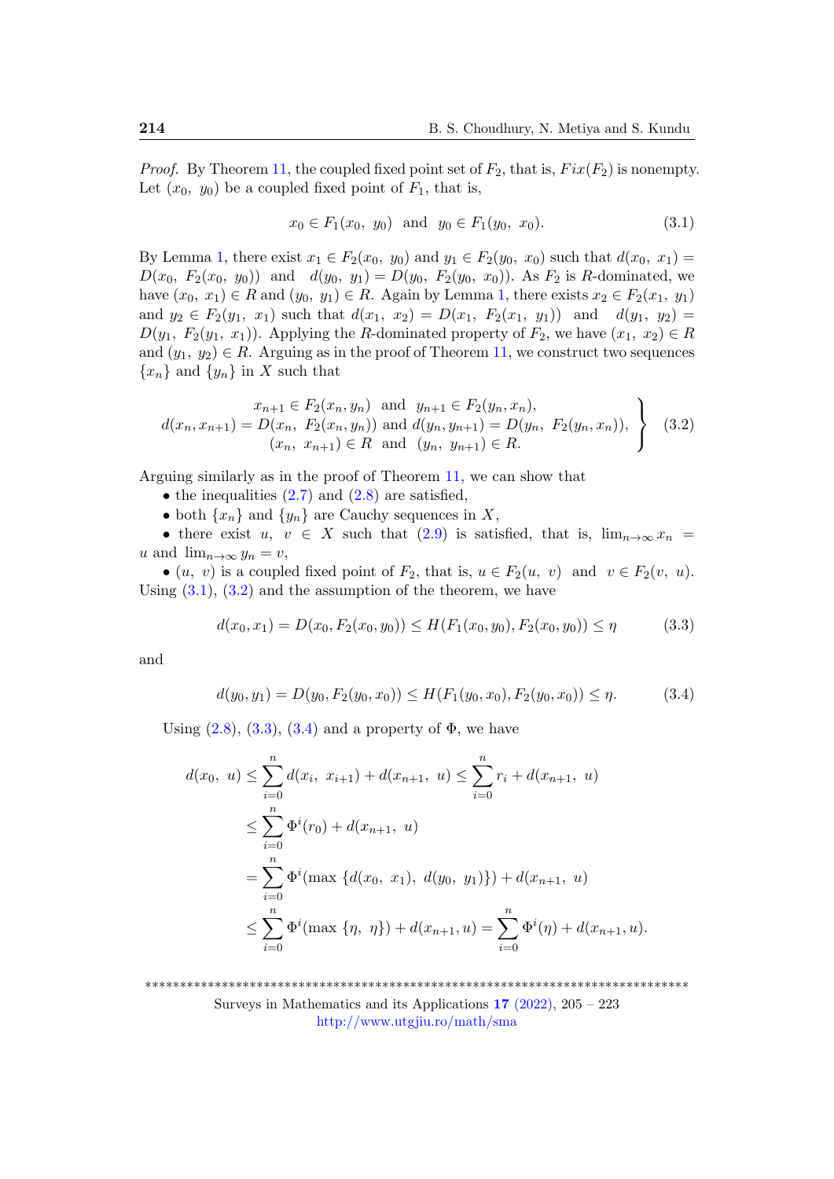*Proof.* By Theorem 11, the coupled fixed point set of $F_2$, that is, $Fix(F_2)$ is nonempty. Let $(x_0,\ y_0)$ be a coupled fixed point of $F_1$, that is,

$$x_0 \in F_1(x_0,\ y_0) \ \text{ and } \ y_0 \in F_1(y_0,\ x_0). \tag{3.1}$$

By Lemma 1, there exist $x_1 \in F_2(x_0,\ y_0)$ and $y_1 \in F_2(y_0,\ x_0)$ such that $d(x_0,\ x_1) = D(x_0,\ F_2(x_0,\ y_0))$ and $d(y_0,\ y_1) = D(y_0,\ F_2(y_0,\ x_0))$. As $F_2$ is $R$-dominated, we have $(x_0,\ x_1) \in R$ and $(y_0,\ y_1) \in R$. Again by Lemma 1, there exists $x_2 \in F_2(x_1,\ y_1)$ and $y_2 \in F_2(y_1,\ x_1)$ such that $d(x_1,\ x_2) = D(x_1,\ F_2(x_1,\ y_1))$ and $d(y_1,\ y_2) = D(y_1,\ F_2(y_1,\ x_1))$. Applying the $R$-dominated property of $F_2$, we have $(x_1,\ x_2) \in R$ and $(y_1,\ y_2) \in R$. Arguing as in the proof of Theorem 11, we construct two sequences $\{x_n\}$ and $\{y_n\}$ in $X$ such that

$$\left.\begin{array}{c} x_{n+1} \in F_2(x_n, y_n) \ \text{ and } \ y_{n+1} \in F_2(y_n, x_n), \\ d(x_n, x_{n+1}) = D(x_n,\ F_2(x_n, y_n)) \text{ and } d(y_n, y_{n+1}) = D(y_n,\ F_2(y_n, x_n)), \\ (x_n,\ x_{n+1}) \in R \ \text{ and } \ (y_n,\ y_{n+1}) \in R. \end{array}\right\} \tag{3.2}$$

Arguing similarly as in the proof of Theorem 11, we can show that

- the inequalities (2.7) and (2.8) are satisfied,
- both $\{x_n\}$ and $\{y_n\}$ are Cauchy sequences in $X$,
- there exist $u,\ v \in X$ such that (2.9) is satisfied, that is, $\lim_{n\to\infty} x_n = u$ and $\lim_{n\to\infty} y_n = v$,
- $(u,\ v)$ is a coupled fixed point of $F_2$, that is, $u \in F_2(u,\ v)$ and $v \in F_2(v,\ u)$.

Using (3.1), (3.2) and the assumption of the theorem, we have

$$d(x_0, x_1) = D(x_0, F_2(x_0, y_0)) \le H(F_1(x_0, y_0), F_2(x_0, y_0)) \le \eta \tag{3.3}$$

and

$$d(y_0, y_1) = D(y_0, F_2(y_0, x_0)) \le H(F_1(y_0, x_0), F_2(y_0, x_0)) \le \eta. \tag{3.4}$$

Using (2.8), (3.3), (3.4) and a property of $\Phi$, we have

$$\begin{aligned} d(x_0,\ u) &\le \sum_{i=0}^{n} d(x_i,\ x_{i+1}) + d(x_{n+1},\ u) \le \sum_{i=0}^{n} r_i + d(x_{n+1},\ u) \\ &\le \sum_{i=0}^{n} \Phi^i(r_0) + d(x_{n+1},\ u) \\ &= \sum_{i=0}^{n} \Phi^i(\max\{d(x_0,\ x_1),\ d(y_0,\ y_1)\}) + d(x_{n+1},\ u) \\ &\le \sum_{i=0}^{n} \Phi^i(\max\{\eta,\ \eta\}) + d(x_{n+1}, u) = \sum_{i=0}^{n} \Phi^i(\eta) + d(x_{n+1}, u). \end{aligned}$$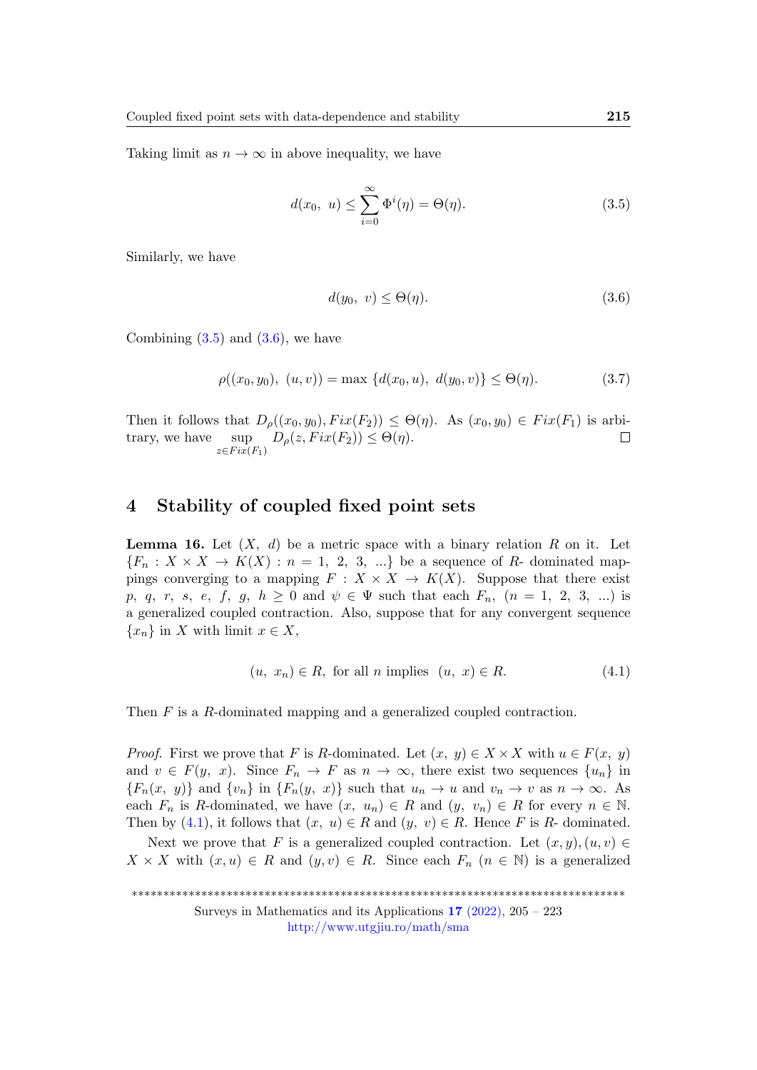Taking limit as $n \to \infty$ in above inequality, we have

$$d(x_0,\ u) \leq \sum_{i=0}^{\infty} \Phi^i(\eta) = \Theta(\eta). \tag{3.5}$$

Similarly, we have

$$d(y_0,\ v) \leq \Theta(\eta). \tag{3.6}$$

Combining (3.5) and (3.6), we have

$$\rho((x_0, y_0),\ (u, v)) = \max\ \{d(x_0, u),\ d(y_0, v)\} \leq \Theta(\eta). \tag{3.7}$$

Then it follows that $D_\rho((x_0, y_0), Fix(F_2)) \leq \Theta(\eta)$. As $(x_0, y_0) \in Fix(F_1)$ is arbitrary, we have $\sup_{z \in Fix(F_1)} D_\rho(z, Fix(F_2)) \leq \Theta(\eta)$. □

## 4 Stability of coupled fixed point sets

**Lemma 16.** Let $(X,\ d)$ be a metric space with a binary relation $R$ on it. Let $\{F_n : X \times X \to K(X) : n = 1,\ 2,\ 3,\ ...\}$ be a sequence of $R$- dominated mappings converging to a mapping $F : X \times X \to K(X)$. Suppose that there exist $p,\ q,\ r,\ s,\ e,\ f,\ g,\ h \geq 0$ and $\psi \in \Psi$ such that each $F_n$, $(n = 1,\ 2,\ 3,\ ...)$ is a generalized coupled contraction. Also, suppose that for any convergent sequence $\{x_n\}$ in $X$ with limit $x \in X$,

$$(u,\ x_n) \in R, \text{ for all } n \text{ implies } \ (u,\ x) \in R. \tag{4.1}$$

Then $F$ is a $R$-dominated mapping and a generalized coupled contraction.

*Proof.* First we prove that $F$ is $R$-dominated. Let $(x,\ y) \in X \times X$ with $u \in F(x,\ y)$ and $v \in F(y,\ x)$. Since $F_n \to F$ as $n \to \infty$, there exist two sequences $\{u_n\}$ in $\{F_n(x,\ y)\}$ and $\{v_n\}$ in $\{F_n(y,\ x)\}$ such that $u_n \to u$ and $v_n \to v$ as $n \to \infty$. As each $F_n$ is $R$-dominated, we have $(x,\ u_n) \in R$ and $(y,\ v_n) \in R$ for every $n \in \mathbb{N}$. Then by (4.1), it follows that $(x,\ u) \in R$ and $(y,\ v) \in R$. Hence $F$ is $R$- dominated.

Next we prove that $F$ is a generalized coupled contraction. Let $(x, y), (u, v) \in X \times X$ with $(x, u) \in R$ and $(y, v) \in R$. Since each $F_n$ $(n \in \mathbb{N})$ is a generalized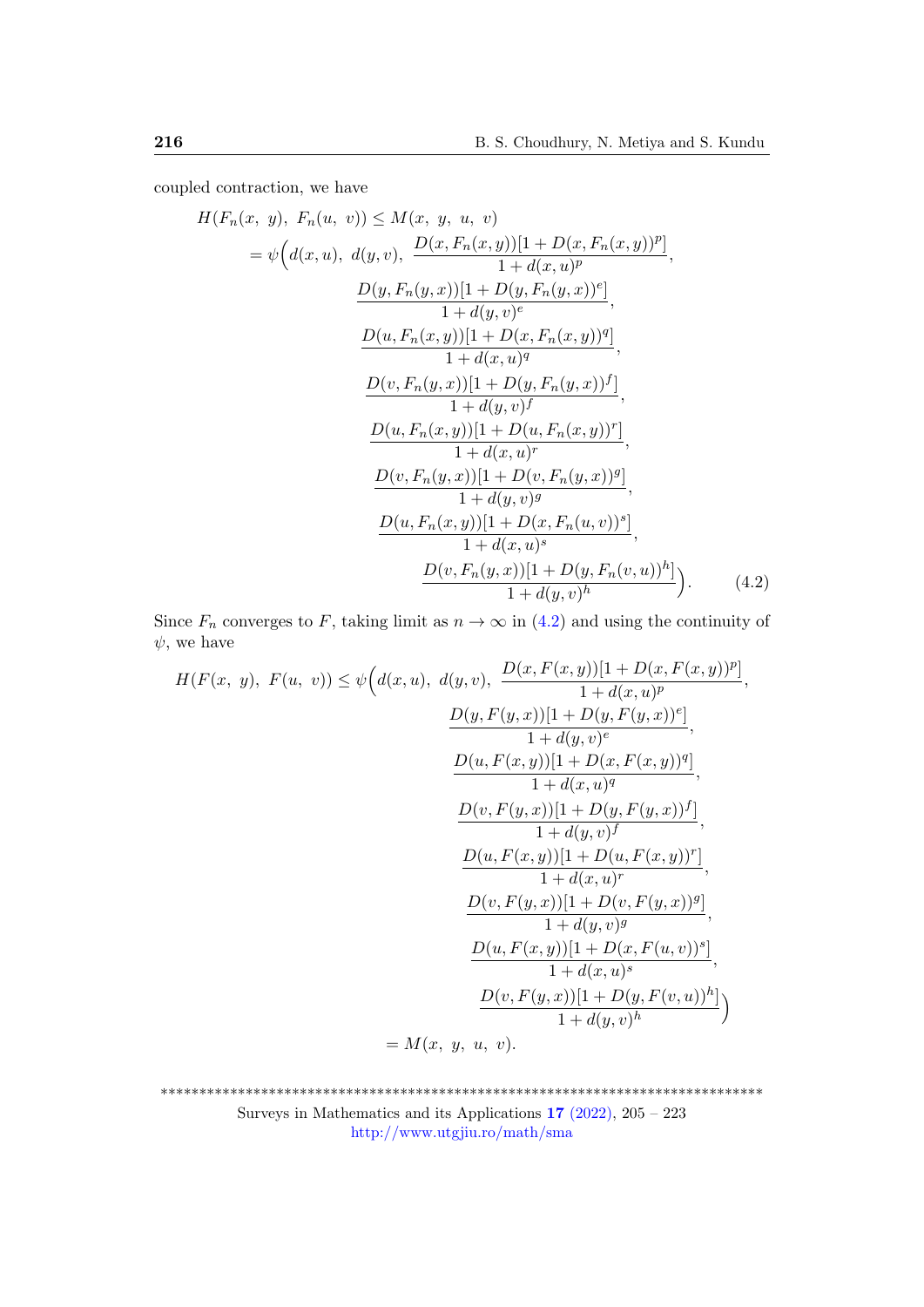coupled contraction, we have

$$
\begin{aligned}
H(F_n(x,\ y),\ F_n(u,\ v)) &\leq M(x,\ y,\ u,\ v) \\
&= \psi\Big(d(x,u),\ d(y,v),\ \frac{D(x,F_n(x,y))[1+D(x,F_n(x,y))^p]}{1+d(x,u)^p}, \\
&\qquad \frac{D(y,F_n(y,x))[1+D(y,F_n(y,x))^e]}{1+d(y,v)^e}, \\
&\qquad \frac{D(u,F_n(x,y))[1+D(x,F_n(x,y))^q]}{1+d(x,u)^q}, \\
&\qquad \frac{D(v,F_n(y,x))[1+D(y,F_n(y,x))^f]}{1+d(y,v)^f}, \\
&\qquad \frac{D(u,F_n(x,y))[1+D(u,F_n(x,y))^r]}{1+d(x,u)^r}, \\
&\qquad \frac{D(v,F_n(y,x))[1+D(v,F_n(y,x))^g]}{1+d(y,v)^g}, \\
&\qquad \frac{D(u,F_n(x,y))[1+D(x,F_n(u,v))^s]}{1+d(x,u)^s}, \\
&\qquad \frac{D(v,F_n(y,x))[1+D(y,F_n(v,u))^h]}{1+d(y,v)^h}\Big). \qquad (4.2)
\end{aligned}
$$

Since $F_n$ converges to $F$, taking limit as $n \to \infty$ in (4.2) and using the continuity of $\psi$, we have

$$
\begin{aligned}
H(F(x,\ y),\ F(u,\ v)) &\leq \psi\Big(d(x,u),\ d(y,v),\ \frac{D(x,F(x,y))[1+D(x,F(x,y))^p]}{1+d(x,u)^p}, \\
&\qquad \frac{D(y,F(y,x))[1+D(y,F(y,x))^e]}{1+d(y,v)^e}, \\
&\qquad \frac{D(u,F(x,y))[1+D(x,F(x,y))^q]}{1+d(x,u)^q}, \\
&\qquad \frac{D(v,F(y,x))[1+D(y,F(y,x))^f]}{1+d(y,v)^f}, \\
&\qquad \frac{D(u,F(x,y))[1+D(u,F(x,y))^r]}{1+d(x,u)^r}, \\
&\qquad \frac{D(v,F(y,x))[1+D(v,F(y,x))^g]}{1+d(y,v)^g}, \\
&\qquad \frac{D(u,F(x,y))[1+D(x,F(u,v))^s]}{1+d(x,u)^s}, \\
&\qquad \frac{D(v,F(y,x))[1+D(y,F(v,u))^h]}{1+d(y,v)^h}\Big) \\
&= M(x,\ y,\ u,\ v).
\end{aligned}
$$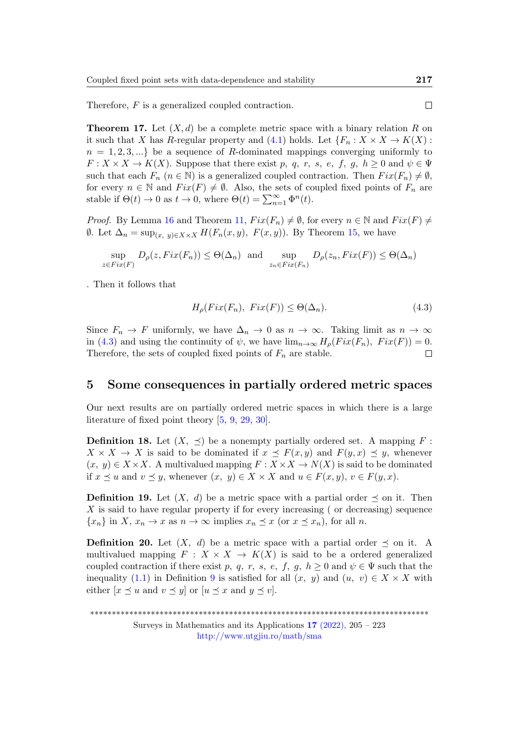Therefore, $F$ is a generalized coupled contraction. □

**Theorem 17.** Let $(X, d)$ be a complete metric space with a binary relation $R$ on it such that $X$ has $R$-regular property and (4.1) holds. Let $\{F_n : X \times X \to K(X) : n = 1, 2, 3, ...\}$ be a sequence of $R$-dominated mappings converging uniformly to $F : X \times X \to K(X)$. Suppose that there exist $p,\ q,\ r,\ s,\ e,\ f,\ g,\ h \geq 0$ and $\psi \in \Psi$ such that each $F_n$ $(n \in \mathbb{N})$ is a generalized coupled contraction. Then $Fix(F_n) \neq \emptyset$, for every $n \in \mathbb{N}$ and $Fix(F) \neq \emptyset$. Also, the sets of coupled fixed points of $F_n$ are stable if $\Theta(t) \to 0$ as $t \to 0$, where $\Theta(t) = \sum_{n=1}^{\infty} \Phi^n(t)$.

*Proof.* By Lemma 16 and Theorem 11, $Fix(F_n) \neq \emptyset$, for every $n \in \mathbb{N}$ and $Fix(F) \neq \emptyset$. Let $\Delta_n = \sup_{(x,\ y) \in X \times X} H(F_n(x, y),\ F(x, y))$. By Theorem 15, we have

$$\sup_{z \in Fix(F)} D_\rho(z, Fix(F_n)) \leq \Theta(\Delta_n) \quad \text{and} \quad \sup_{z_n \in Fix(F_n)} D_\rho(z_n, Fix(F)) \leq \Theta(\Delta_n)$$

. Then it follows that

$$H_\rho(Fix(F_n),\ Fix(F)) \leq \Theta(\Delta_n). \tag{4.3}$$

Since $F_n \to F$ uniformly, we have $\Delta_n \to 0$ as $n \to \infty$. Taking limit as $n \to \infty$ in (4.3) and using the continuity of $\psi$, we have $\lim_{n \to \infty} H_\rho(Fix(F_n),\ Fix(F)) = 0$. Therefore, the sets of coupled fixed points of $F_n$ are stable. □

## 5 Some consequences in partially ordered metric spaces

Our next results are on partially ordered metric spaces in which there is a large literature of fixed point theory [5, 9, 29, 30].

**Definition 18.** Let $(X,\ \preceq)$ be a nonempty partially ordered set. A mapping $F : X \times X \to X$ is said to be dominated if $x \preceq F(x, y)$ and $F(y, x) \preceq y$, whenever $(x,\ y) \in X \times X$. A multivalued mapping $F : X \times X \to N(X)$ is said to be dominated if $x \preceq u$ and $v \preceq y$, whenever $(x,\ y) \in X \times X$ and $u \in F(x, y)$, $v \in F(y, x)$.

**Definition 19.** Let $(X,\ d)$ be a metric space with a partial order $\preceq$ on it. Then $X$ is said to have regular property if for every increasing ( or decreasing) sequence $\{x_n\}$ in $X$, $x_n \to x$ as $n \to \infty$ implies $x_n \preceq x$ (or $x \preceq x_n$), for all $n$.

**Definition 20.** Let $(X,\ d)$ be a metric space with a partial order $\preceq$ on it. A multivalued mapping $F : X \times X \to K(X)$ is said to be a ordered generalized coupled contraction if there exist $p,\ q,\ r,\ s,\ e,\ f,\ g,\ h \geq 0$ and $\psi \in \Psi$ such that the inequality (1.1) in Definition 9 is satisfied for all $(x,\ y)$ and $(u,\ v) \in X \times X$ with either $[x \preceq u$ and $v \preceq y]$ or $[u \preceq x$ and $y \preceq v]$.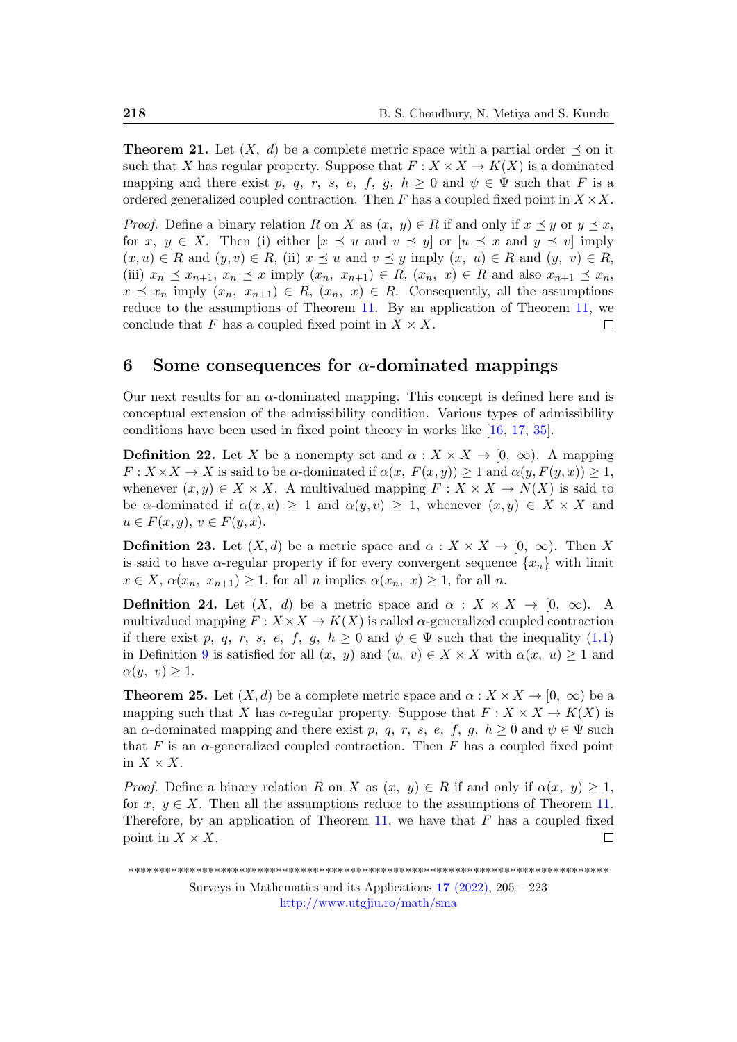**Theorem 21.** Let $(X,\ d)$ be a complete metric space with a partial order $\preceq$ on it such that $X$ has regular property. Suppose that $F : X \times X \to K(X)$ is a dominated mapping and there exist $p,\ q,\ r,\ s,\ e,\ f,\ g,\ h \geq 0$ and $\psi \in \Psi$ such that $F$ is a ordered generalized coupled contraction. Then $F$ has a coupled fixed point in $X \times X$.

*Proof.* Define a binary relation $R$ on $X$ as $(x,\ y) \in R$ if and only if $x \preceq y$ or $y \preceq x$, for $x,\ y \in X$. Then (i) either $[x \preceq u$ and $v \preceq y]$ or $[u \preceq x$ and $y \preceq v]$ imply $(x, u) \in R$ and $(y, v) \in R$, (ii) $x \preceq u$ and $v \preceq y$ imply $(x,\ u) \in R$ and $(y,\ v) \in R$, (iii) $x_n \preceq x_{n+1}$, $x_n \preceq x$ imply $(x_n,\ x_{n+1}) \in R$, $(x_n,\ x) \in R$ and also $x_{n+1} \preceq x_n$, $x \preceq x_n$ imply $(x_n,\ x_{n+1}) \in R$, $(x_n,\ x) \in R$. Consequently, all the assumptions reduce to the assumptions of Theorem 11. By an application of Theorem 11, we conclude that $F$ has a coupled fixed point in $X \times X$. □

## 6 Some consequences for $\alpha$-dominated mappings

Our next results for an $\alpha$-dominated mapping. This concept is defined here and is conceptual extension of the admissibility condition. Various types of admissibility conditions have been used in fixed point theory in works like [16, 17, 35].

**Definition 22.** Let $X$ be a nonempty set and $\alpha : X \times X \to [0,\ \infty)$. A mapping $F : X \times X \to X$ is said to be $\alpha$-dominated if $\alpha(x,\ F(x,y)) \geq 1$ and $\alpha(y, F(y,x)) \geq 1$, whenever $(x,y) \in X \times X$. A multivalued mapping $F : X \times X \to N(X)$ is said to be $\alpha$-dominated if $\alpha(x,u) \geq 1$ and $\alpha(y,v) \geq 1$, whenever $(x,y) \in X \times X$ and $u \in F(x,y)$, $v \in F(y,x)$.

**Definition 23.** Let $(X,d)$ be a metric space and $\alpha : X \times X \to [0,\ \infty)$. Then $X$ is said to have $\alpha$-regular property if for every convergent sequence $\{x_n\}$ with limit $x \in X$, $\alpha(x_n,\ x_{n+1}) \geq 1$, for all $n$ implies $\alpha(x_n,\ x) \geq 1$, for all $n$.

**Definition 24.** Let $(X,\ d)$ be a metric space and $\alpha : X \times X \to [0,\ \infty)$. A multivalued mapping $F : X \times X \to K(X)$ is called $\alpha$-generalized coupled contraction if there exist $p,\ q,\ r,\ s,\ e,\ f,\ g,\ h \geq 0$ and $\psi \in \Psi$ such that the inequality (1.1) in Definition 9 is satisfied for all $(x,\ y)$ and $(u,\ v) \in X \times X$ with $\alpha(x,\ u) \geq 1$ and $\alpha(y,\ v) \geq 1$.

**Theorem 25.** Let $(X,d)$ be a complete metric space and $\alpha : X \times X \to [0,\ \infty)$ be a mapping such that $X$ has $\alpha$-regular property. Suppose that $F : X \times X \to K(X)$ is an $\alpha$-dominated mapping and there exist $p,\ q,\ r,\ s,\ e,\ f,\ g,\ h \geq 0$ and $\psi \in \Psi$ such that $F$ is an $\alpha$-generalized coupled contraction. Then $F$ has a coupled fixed point in $X \times X$.

*Proof.* Define a binary relation $R$ on $X$ as $(x,\ y) \in R$ if and only if $\alpha(x,\ y) \geq 1$, for $x,\ y \in X$. Then all the assumptions reduce to the assumptions of Theorem 11. Therefore, by an application of Theorem 11, we have that $F$ has a coupled fixed point in $X \times X$. □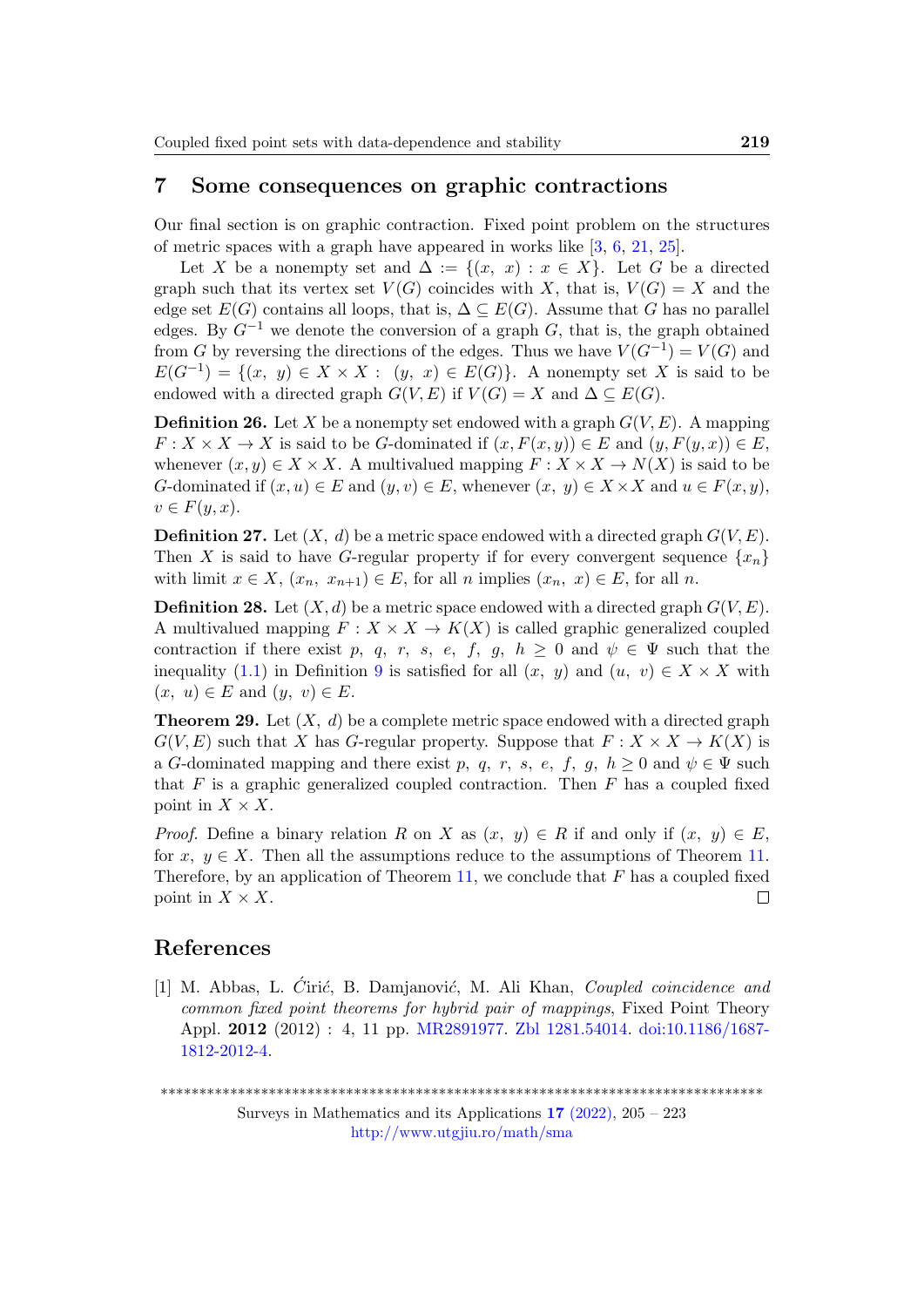## 7 Some consequences on graphic contractions

Our final section is on graphic contraction. Fixed point problem on the structures of metric spaces with a graph have appeared in works like [3, 6, 21, 25].

Let $X$ be a nonempty set and $\Delta := \{(x,\ x) : x \in X\}$. Let $G$ be a directed graph such that its vertex set $V(G)$ coincides with $X$, that is, $V(G) = X$ and the edge set $E(G)$ contains all loops, that is, $\Delta \subseteq E(G)$. Assume that $G$ has no parallel edges. By $G^{-1}$ we denote the conversion of a graph $G$, that is, the graph obtained from $G$ by reversing the directions of the edges. Thus we have $V(G^{-1}) = V(G)$ and $E(G^{-1}) = \{(x,\ y) \in X \times X :\ (y,\ x) \in E(G)\}$. A nonempty set $X$ is said to be endowed with a directed graph $G(V, E)$ if $V(G) = X$ and $\Delta \subseteq E(G)$.

**Definition 26.** Let $X$ be a nonempty set endowed with a graph $G(V, E)$. A mapping $F : X \times X \to X$ is said to be $G$-dominated if $(x, F(x, y)) \in E$ and $(y, F(y, x)) \in E$, whenever $(x, y) \in X \times X$. A multivalued mapping $F : X \times X \to N(X)$ is said to be $G$-dominated if $(x, u) \in E$ and $(y, v) \in E$, whenever $(x,\ y) \in X \times X$ and $u \in F(x, y)$, $v \in F(y, x)$.

**Definition 27.** Let $(X,\ d)$ be a metric space endowed with a directed graph $G(V, E)$. Then $X$ is said to have $G$-regular property if for every convergent sequence $\{x_n\}$ with limit $x \in X$, $(x_n,\ x_{n+1}) \in E$, for all $n$ implies $(x_n,\ x) \in E$, for all $n$.

**Definition 28.** Let $(X, d)$ be a metric space endowed with a directed graph $G(V, E)$. A multivalued mapping $F : X \times X \to K(X)$ is called graphic generalized coupled contraction if there exist $p,\ q,\ r,\ s,\ e,\ f,\ g,\ h \geq 0$ and $\psi \in \Psi$ such that the inequality (1.1) in Definition 9 is satisfied for all $(x,\ y)$ and $(u,\ v) \in X \times X$ with $(x,\ u) \in E$ and $(y,\ v) \in E$.

**Theorem 29.** Let $(X,\ d)$ be a complete metric space endowed with a directed graph $G(V, E)$ such that $X$ has $G$-regular property. Suppose that $F : X \times X \to K(X)$ is a $G$-dominated mapping and there exist $p,\ q,\ r,\ s,\ e,\ f,\ g,\ h \geq 0$ and $\psi \in \Psi$ such that $F$ is a graphic generalized coupled contraction. Then $F$ has a coupled fixed point in $X \times X$.

*Proof.* Define a binary relation $R$ on $X$ as $(x,\ y) \in R$ if and only if $(x,\ y) \in E$, for $x,\ y \in X$. Then all the assumptions reduce to the assumptions of Theorem 11. Therefore, by an application of Theorem 11, we conclude that $F$ has a coupled fixed point in $X \times X$. ◻

## References

[1] M. Abbas, L. Ćirić, B. Damjanović, M. Ali Khan, *Coupled coincidence and common fixed point theorems for hybrid pair of mappings*, Fixed Point Theory Appl. **2012** (2012) : 4, 11 pp. MR2891977. Zbl 1281.54014. doi:10.1186/1687-1812-2012-4.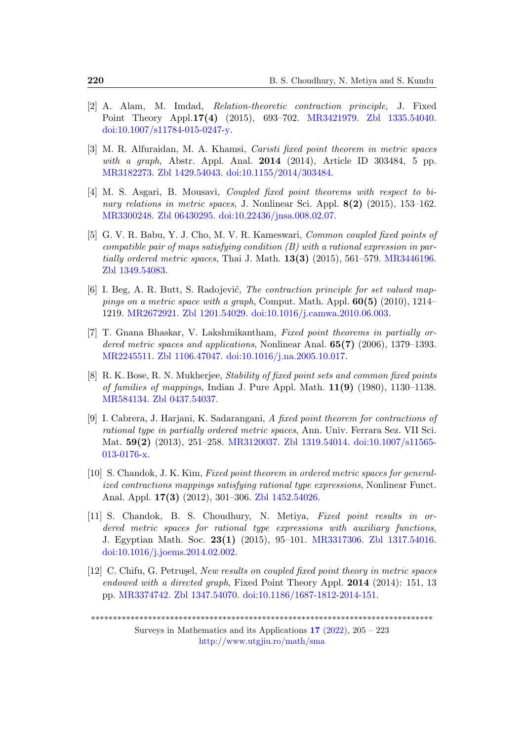[2] A. Alam, M. Imdad, *Relation-theoretic contraction principle*, J. Fixed Point Theory Appl.**17(4)** (2015), 693–702. MR3421979. Zbl 1335.54040. doi:10.1007/s11784-015-0247-y.

[3] M. R. Alfuraidan, M. A. Khamsi, *Caristi fixed point theorem in metric spaces with a graph*, Abstr. Appl. Anal. **2014** (2014), Article ID 303484, 5 pp. MR3182273. Zbl 1429.54043. doi:10.1155/2014/303484.

[4] M. S. Asgari, B. Mousavi, *Coupled fixed point theorems with respect to binary relations in metric spaces*, J. Nonlinear Sci. Appl. **8(2)** (2015), 153–162. MR3300248. Zbl 06430295. doi:10.22436/jnsa.008.02.07.

[5] G. V. R. Babu, Y. J. Cho, M. V. R. Kameswari, *Common coupled fixed points of compatible pair of maps satisfying condition (B) with a rational expression in partially ordered metric spaces*, Thai J. Math. **13(3)** (2015), 561–579. MR3446196. Zbl 1349.54083.

[6] I. Beg, A. R. Butt, S. Radojević, *The contraction principle for set valued mappings on a metric space with a graph*, Comput. Math. Appl. **60(5)** (2010), 1214–1219. MR2672921. Zbl 1201.54029. doi:10.1016/j.camwa.2010.06.003.

[7] T. Gnana Bhaskar, V. Lakshmikantham, *Fixed point theorems in partially ordered metric spaces and applications*, Nonlinear Anal. **65(7)** (2006), 1379–1393. MR2245511. Zbl 1106.47047. doi:10.1016/j.na.2005.10.017.

[8] R. K. Bose, R. N. Mukherjee, *Stability of fixed point sets and common fixed points of families of mappings*, Indian J. Pure Appl. Math. **11(9)** (1980), 1130–1138. MR584134. Zbl 0437.54037.

[9] I. Cabrera, J. Harjani, K. Sadarangani, *A fixed point theorem for contractions of rational type in partially ordered metric spaces*, Ann. Univ. Ferrara Sez. VII Sci. Mat. **59(2)** (2013), 251–258. MR3120037. Zbl 1319.54014. doi:10.1007/s11565-013-0176-x.

[10] S. Chandok, J. K. Kim, *Fixed point theorem in ordered metric spaces for generalized contractions mappings satisfying rational type expressions*, Nonlinear Funct. Anal. Appl. **17(3)** (2012), 301–306. Zbl 1452.54026.

[11] S. Chandok, B. S. Choudhury, N. Metiya, *Fixed point results in ordered metric spaces for rational type expressions with auxiliary functions*, J. Egyptian Math. Soc. **23(1)** (2015), 95–101. MR3317306. Zbl 1317.54016. doi:10.1016/j.joems.2014.02.002.

[12] C. Chifu, G. Petruşel, *New results on coupled fixed point theory in metric spaces endowed with a directed graph*, Fixed Point Theory Appl. **2014** (2014): 151, 13 pp. MR3374742. Zbl 1347.54070. doi:10.1186/1687-1812-2014-151.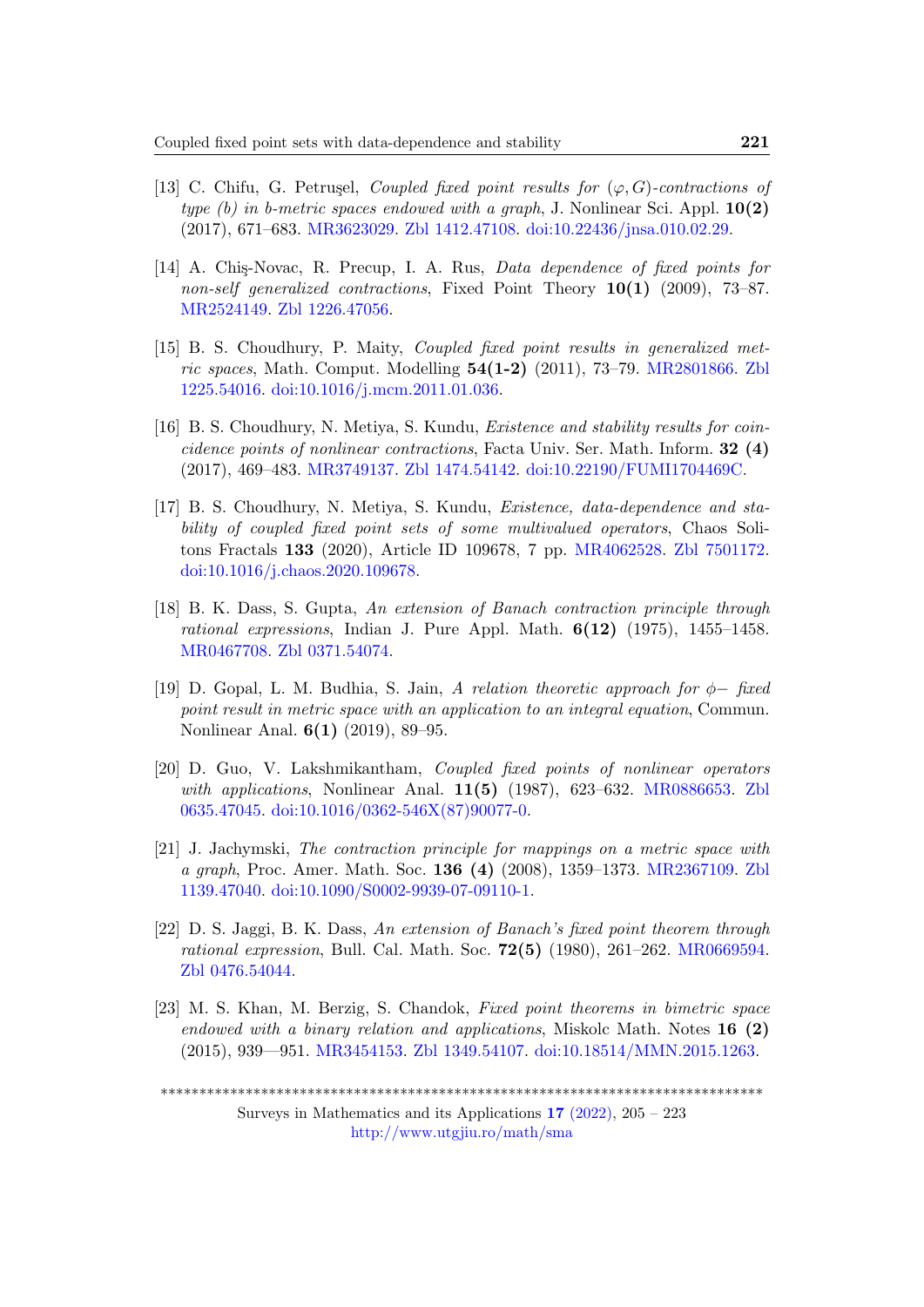[13] C. Chifu, G. Petruşel, *Coupled fixed point results for $(\varphi, G)$-contractions of type (b) in b-metric spaces endowed with a graph*, J. Nonlinear Sci. Appl. **10(2)** (2017), 671–683. MR3623029. Zbl 1412.47108. doi:10.22436/jnsa.010.02.29.

[14] A. Chiş-Novac, R. Precup, I. A. Rus, *Data dependence of fixed points for non-self generalized contractions*, Fixed Point Theory **10(1)** (2009), 73–87. MR2524149. Zbl 1226.47056.

[15] B. S. Choudhury, P. Maity, *Coupled fixed point results in generalized metric spaces*, Math. Comput. Modelling **54(1-2)** (2011), 73–79. MR2801866. Zbl 1225.54016. doi:10.1016/j.mcm.2011.01.036.

[16] B. S. Choudhury, N. Metiya, S. Kundu, *Existence and stability results for coincidence points of nonlinear contractions*, Facta Univ. Ser. Math. Inform. **32 (4)** (2017), 469–483. MR3749137. Zbl 1474.54142. doi:10.22190/FUMI1704469C.

[17] B. S. Choudhury, N. Metiya, S. Kundu, *Existence, data-dependence and stability of coupled fixed point sets of some multivalued operators*, Chaos Solitons Fractals **133** (2020), Article ID 109678, 7 pp. MR4062528. Zbl 7501172. doi:10.1016/j.chaos.2020.109678.

[18] B. K. Dass, S. Gupta, *An extension of Banach contraction principle through rational expressions*, Indian J. Pure Appl. Math. **6(12)** (1975), 1455–1458. MR0467708. Zbl 0371.54074.

[19] D. Gopal, L. M. Budhia, S. Jain, *A relation theoretic approach for $\phi-$ fixed point result in metric space with an application to an integral equation*, Commun. Nonlinear Anal. **6(1)** (2019), 89–95.

[20] D. Guo, V. Lakshmikantham, *Coupled fixed points of nonlinear operators with applications*, Nonlinear Anal. **11(5)** (1987), 623–632. MR0886653. Zbl 0635.47045. doi:10.1016/0362-546X(87)90077-0.

[21] J. Jachymski, *The contraction principle for mappings on a metric space with a graph*, Proc. Amer. Math. Soc. **136 (4)** (2008), 1359–1373. MR2367109. Zbl 1139.47040. doi:10.1090/S0002-9939-07-09110-1.

[22] D. S. Jaggi, B. K. Dass, *An extension of Banach's fixed point theorem through rational expression*, Bull. Cal. Math. Soc. **72(5)** (1980), 261–262. MR0669594. Zbl 0476.54044.

[23] M. S. Khan, M. Berzig, S. Chandok, *Fixed point theorems in bimetric space endowed with a binary relation and applications*, Miskolc Math. Notes **16 (2)** (2015), 939—951. MR3454153. Zbl 1349.54107. doi:10.18514/MMN.2015.1263.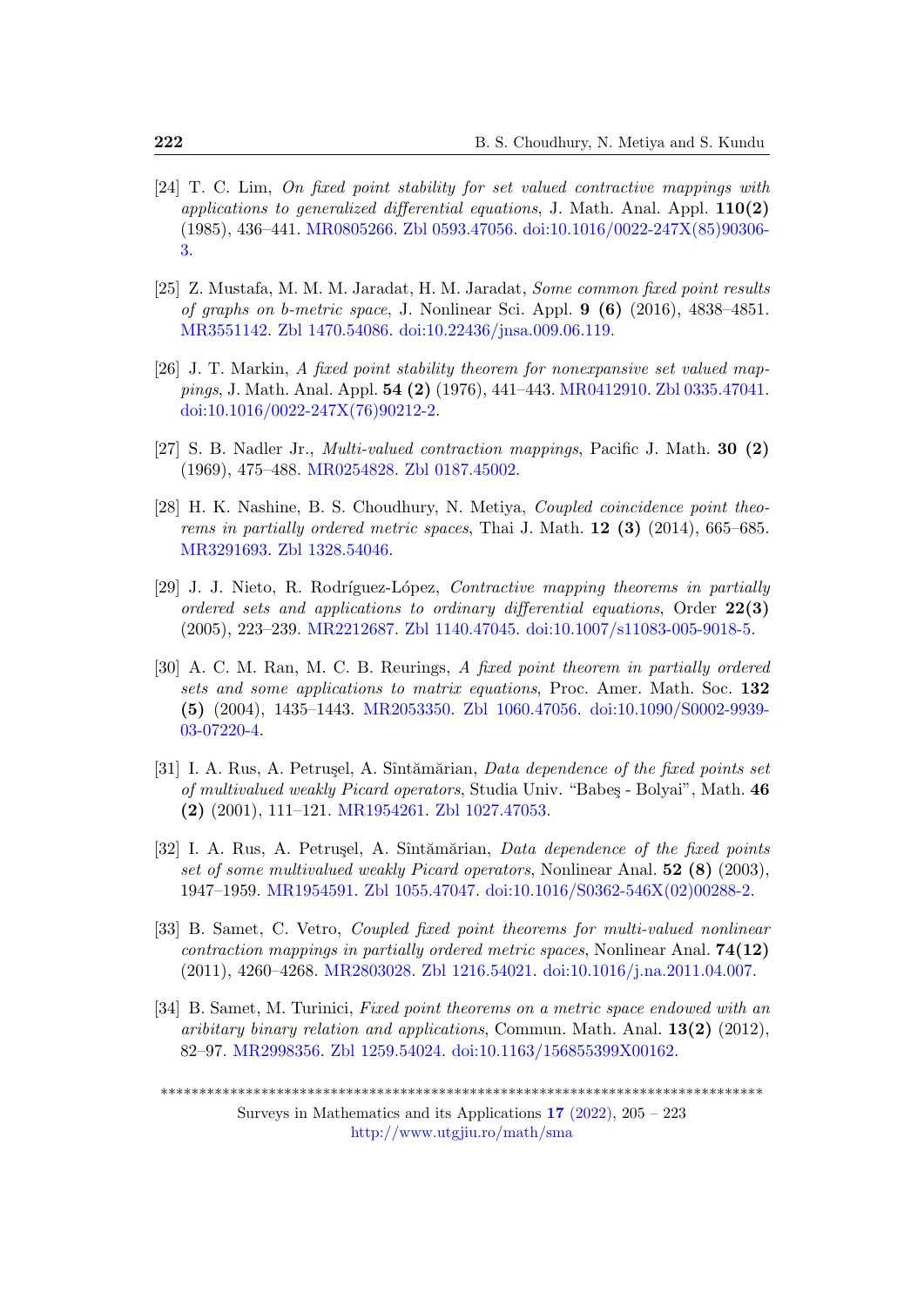[24] T. C. Lim, *On fixed point stability for set valued contractive mappings with applications to generalized differential equations*, J. Math. Anal. Appl. **110(2)** (1985), 436–441. MR0805266. Zbl 0593.47056. doi:10.1016/0022-247X(85)90306-3.

[25] Z. Mustafa, M. M. M. Jaradat, H. M. Jaradat, *Some common fixed point results of graphs on b-metric space*, J. Nonlinear Sci. Appl. **9 (6)** (2016), 4838–4851. MR3551142. Zbl 1470.54086. doi:10.22436/jnsa.009.06.119.

[26] J. T. Markin, *A fixed point stability theorem for nonexpansive set valued mappings*, J. Math. Anal. Appl. **54 (2)** (1976), 441–443. MR0412910. Zbl 0335.47041. doi:10.1016/0022-247X(76)90212-2.

[27] S. B. Nadler Jr., *Multi-valued contraction mappings*, Pacific J. Math. **30 (2)** (1969), 475–488. MR0254828. Zbl 0187.45002.

[28] H. K. Nashine, B. S. Choudhury, N. Metiya, *Coupled coincidence point theorems in partially ordered metric spaces*, Thai J. Math. **12 (3)** (2014), 665–685. MR3291693. Zbl 1328.54046.

[29] J. J. Nieto, R. Rodríguez-López, *Contractive mapping theorems in partially ordered sets and applications to ordinary differential equations*, Order **22(3)** (2005), 223–239. MR2212687. Zbl 1140.47045. doi:10.1007/s11083-005-9018-5.

[30] A. C. M. Ran, M. C. B. Reurings, *A fixed point theorem in partially ordered sets and some applications to matrix equations*, Proc. Amer. Math. Soc. **132 (5)** (2004), 1435–1443. MR2053350. Zbl 1060.47056. doi:10.1090/S0002-9939-03-07220-4.

[31] I. A. Rus, A. Petruşel, A. Sîntămărian, *Data dependence of the fixed points set of multivalued weakly Picard operators*, Studia Univ. "Babeş - Bolyai", Math. **46 (2)** (2001), 111–121. MR1954261. Zbl 1027.47053.

[32] I. A. Rus, A. Petruşel, A. Sîntămărian, *Data dependence of the fixed points set of some multivalued weakly Picard operators*, Nonlinear Anal. **52 (8)** (2003), 1947–1959. MR1954591. Zbl 1055.47047. doi:10.1016/S0362-546X(02)00288-2.

[33] B. Samet, C. Vetro, *Coupled fixed point theorems for multi-valued nonlinear contraction mappings in partially ordered metric spaces*, Nonlinear Anal. **74(12)** (2011), 4260–4268. MR2803028. Zbl 1216.54021. doi:10.1016/j.na.2011.04.007.

[34] B. Samet, M. Turinici, *Fixed point theorems on a metric space endowed with an aribitary binary relation and applications*, Commun. Math. Anal. **13(2)** (2012), 82–97. MR2998356. Zbl 1259.54024. doi:10.1163/156855399X00162.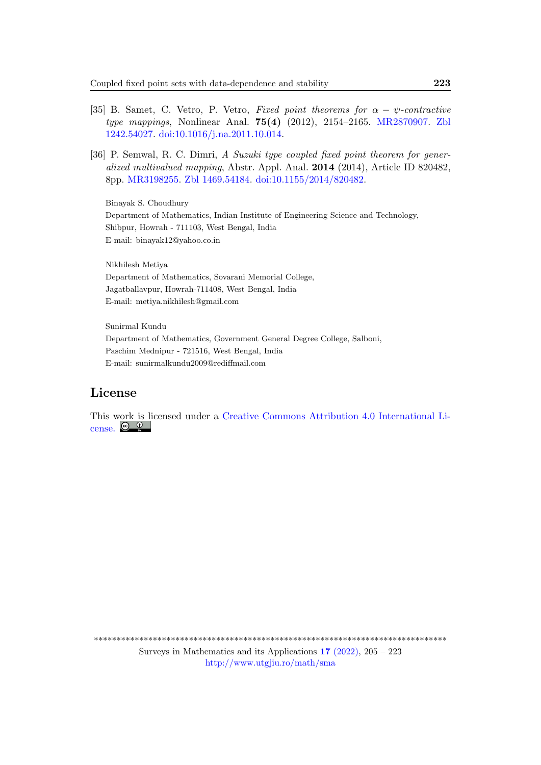[35] B. Samet, C. Vetro, P. Vetro, *Fixed point theorems for $\alpha - \psi$-contractive type mappings*, Nonlinear Anal. **75(4)** (2012), 2154–2165. MR2870907. Zbl 1242.54027. doi:10.1016/j.na.2011.10.014.

[36] P. Semwal, R. C. Dimri, *A Suzuki type coupled fixed point theorem for generalized multivalued mapping*, Abstr. Appl. Anal. **2014** (2014), Article ID 820482, 8pp. MR3198255. Zbl 1469.54184. doi:10.1155/2014/820482.

Binayak S. Choudhury
Department of Mathematics, Indian Institute of Engineering Science and Technology,
Shibpur, Howrah - 711103, West Bengal, India
E-mail: binayak12@yahoo.co.in

Nikhilesh Metiya
Department of Mathematics, Sovarani Memorial College,
Jagatballavpur, Howrah-711408, West Bengal, India
E-mail: metiya.nikhilesh@gmail.com

Sunirmal Kundu
Department of Mathematics, Government General Degree College, Salboni,
Paschim Mednipur - 721516, West Bengal, India
E-mail: sunirmalkundu2009@rediffmail.com

## License

This work is licensed under a Creative Commons Attribution 4.0 International License.